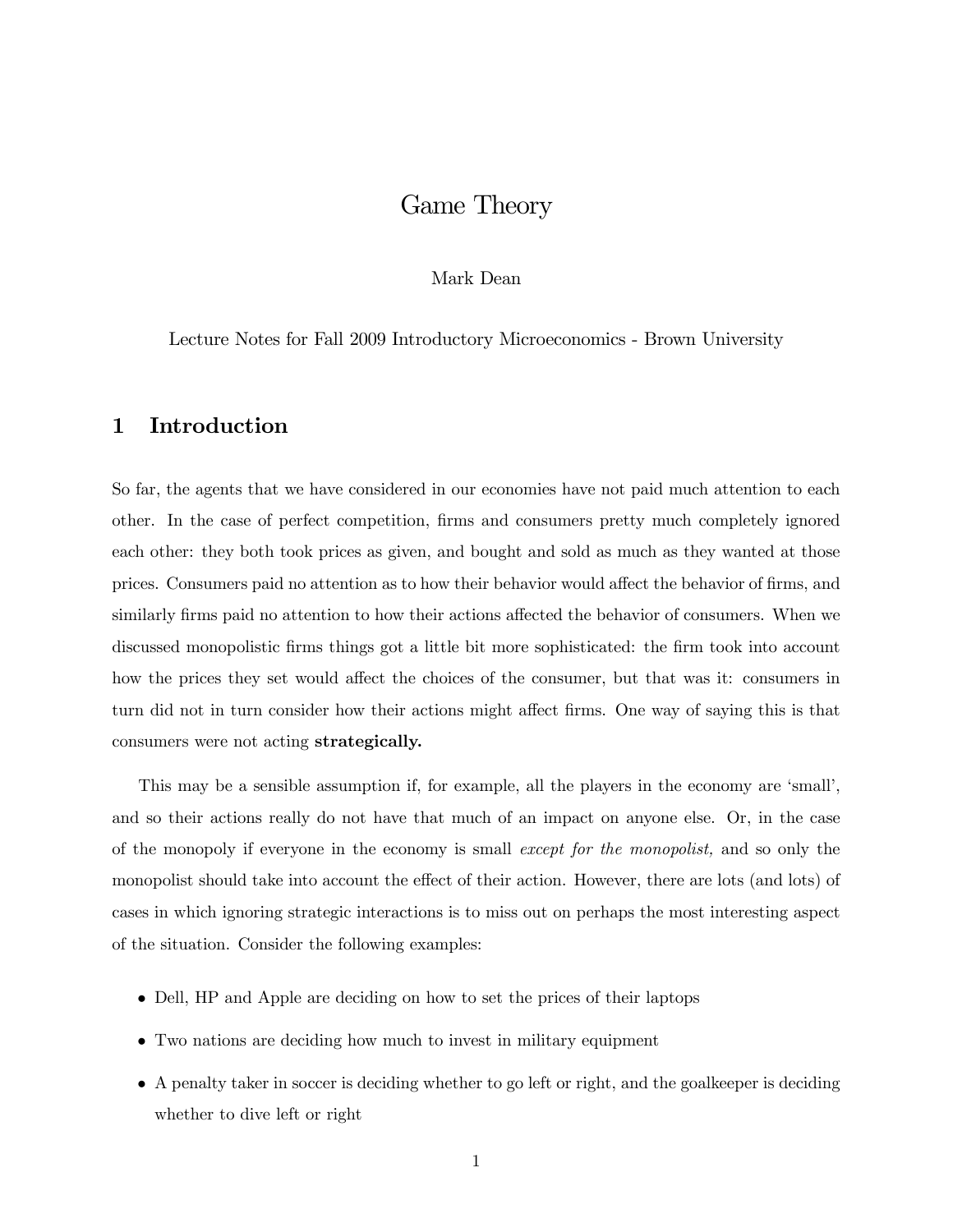# Game Theory

Mark Dean

Lecture Notes for Fall 2009 Introductory Microeconomics - Brown University

## 1 Introduction

So far, the agents that we have considered in our economies have not paid much attention to each other. In the case of perfect competition, firms and consumers pretty much completely ignored each other: they both took prices as given, and bought and sold as much as they wanted at those prices. Consumers paid no attention as to how their behavior would affect the behavior of firms, and similarly firms paid no attention to how their actions affected the behavior of consumers. When we discussed monopolistic firms things got a little bit more sophisticated: the firm took into account how the prices they set would affect the choices of the consumer, but that was it: consumers in turn did not in turn consider how their actions might affect firms. One way of saying this is that consumers were not acting **strategically.**

This may be a sensible assumption if, for example, all the players in the economy are 'small', and so their actions really do not have that much of an impact on anyone else. Or, in the case of the monopoly if everyone in the economy is small *except for the monopolist,* and so only the monopolist should take into account the effect of their action. However, there are lots (and lots) of cases in which ignoring strategic interactions is to miss out on perhaps the most interesting aspect of the situation. Consider the following examples:

- Dell, HP and Apple are deciding on how to set the prices of their laptops
- Two nations are deciding how much to invest in military equipment
- A penalty taker in soccer is deciding whether to go left or right, and the goalkeeper is deciding whether to dive left or right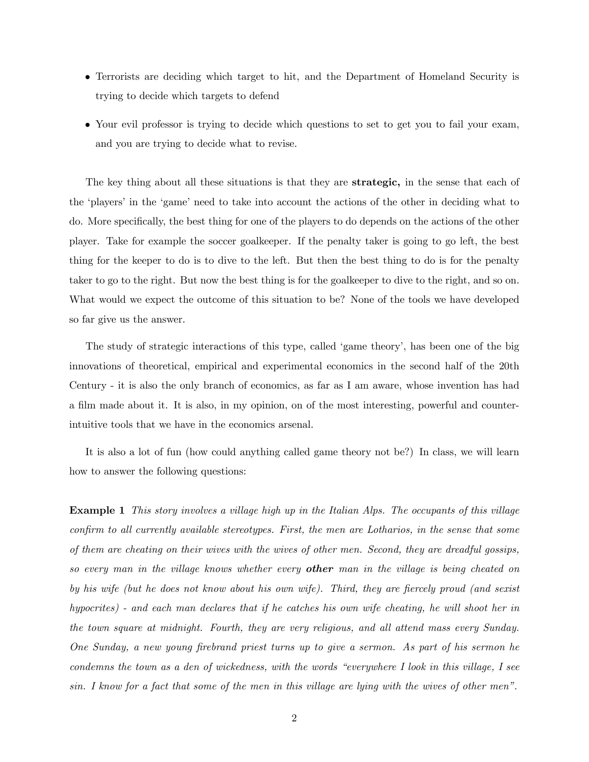- Terrorists are deciding which target to hit, and the Department of Homeland Security is trying to decide which targets to defend
- Your evil professor is trying to decide which questions to set to get you to fail your exam, and you are trying to decide what to revise.

The key thing about all these situations is that they are **strategic,** in the sense that each of the 'players' in the 'game' need to take into account the actions of the other in deciding what to do. More specifically, the best thing for one of the players to do depends on the actions of the other player. Take for example the soccer goalkeeper. If the penalty taker is going to go left, the best thing for the keeper to do is to dive to the left. But then the best thing to do is for the penalty taker to go to the right. But now the best thing is for the goalkeeper to dive to the right, and so on. What would we expect the outcome of this situation to be? None of the tools we have developed so far give us the answer.

The study of strategic interactions of this type, called 'game theory', has been one of the big innovations of theoretical, empirical and experimental economics in the second half of the 20th Century - it is also the only branch of economics, as far as I am aware, whose invention has had a film made about it. It is also, in my opinion, on of the most interesting, powerful and counter-intuitive tools that we have in the economics arsenal.

It is also a lot of fun (how could anything called game theory not be?) In class, we will learn how to answer the following questions:

**Example 1** *This story involves a village high up in the Italian Alps. The occupants of this village confirm to all currently available stereotypes. First, the men are Lotharios, in the sense that some of them are cheating on their wives with the wives of other men. Second, they are dreadful gossips, so every man in the village knows whether every* ***other*** *man in the village is being cheated on by his wife (but he does not know about his own wife). Third, they are fiercely proud (and sexist hypocrites) - and each man declares that if he catches his own wife cheating, he will shoot her in the town square at midnight. Fourth, they are very religious, and all attend mass every Sunday. One Sunday, a new young firebrand priest turns up to give a sermon. As part of his sermon he condemns the town as a den of wickedness, with the words "everywhere I look in this village, I see sin. I know for a fact that some of the men in this village are lying with the wives of other men".*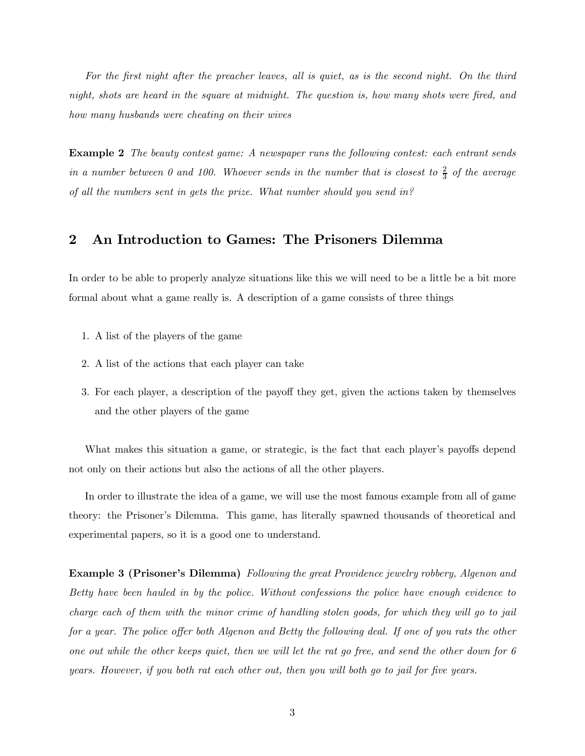*For the first night after the preacher leaves, all is quiet, as is the second night. On the third night, shots are heard in the square at midnight. The question is, how many shots were fired, and how many husbands were cheating on their wives*

**Example 2** *The beauty contest game: A newspaper runs the following contest: each entrant sends in a number between 0 and 100. Whoever sends in the number that is closest to $\frac{2}{3}$ of the average of all the numbers sent in gets the prize. What number should you send in?*

## 2 An Introduction to Games: The Prisoners Dilemma

In order to be able to properly analyze situations like this we will need to be a little be a bit more formal about what a game really is. A description of a game consists of three things

1. A list of the players of the game
2. A list of the actions that each player can take
3. For each player, a description of the payoff they get, given the actions taken by themselves and the other players of the game

What makes this situation a game, or strategic, is the fact that each player's payoffs depend not only on their actions but also the actions of all the other players.

In order to illustrate the idea of a game, we will use the most famous example from all of game theory: the Prisoner's Dilemma. This game, has literally spawned thousands of theoretical and experimental papers, so it is a good one to understand.

**Example 3 (Prisoner's Dilemma)** *Following the great Providence jewelry robbery, Algenon and Betty have been hauled in by the police. Without confessions the police have enough evidence to charge each of them with the minor crime of handling stolen goods, for which they will go to jail for a year. The police offer both Algenon and Betty the following deal. If one of you rats the other one out while the other keeps quiet, then we will let the rat go free, and send the other down for 6 years. However, if you both rat each other out, then you will both go to jail for five years.*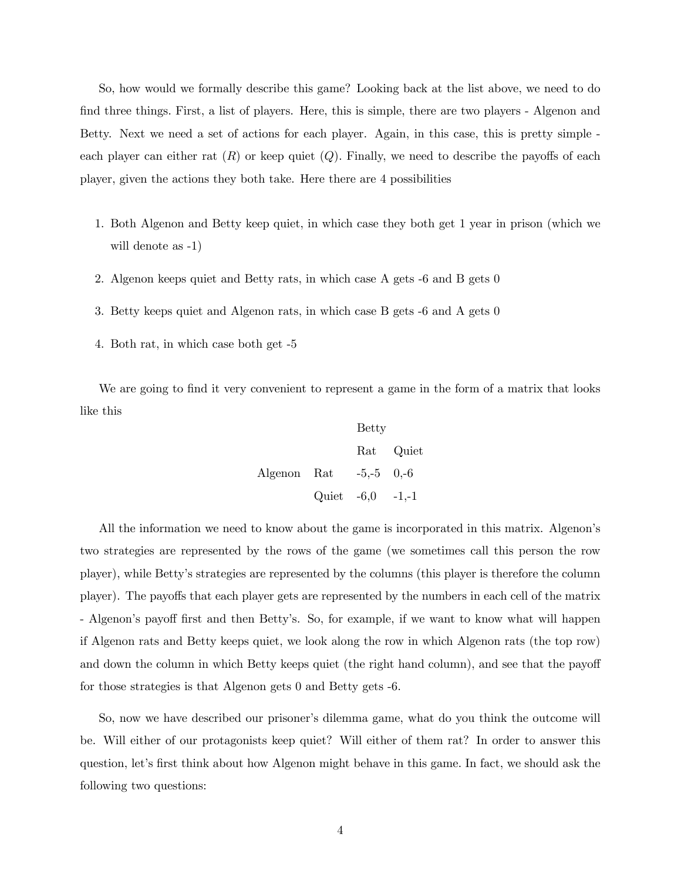So, how would we formally describe this game? Looking back at the list above, we need to do find three things. First, a list of players. Here, this is simple, there are two players - Algenon and Betty. Next we need a set of actions for each player. Again, in this case, this is pretty simple - each player can either rat ($R$) or keep quiet ($Q$). Finally, we need to describe the payoffs of each player, given the actions they both take. Here there are 4 possibilities

1. Both Algenon and Betty keep quiet, in which case they both get 1 year in prison (which we will denote as -1)
2. Algenon keeps quiet and Betty rats, in which case A gets -6 and B gets 0
3. Betty keeps quiet and Algenon rats, in which case B gets -6 and A gets 0
4. Both rat, in which case both get -5

We are going to find it very convenient to represent a game in the form of a matrix that looks like this

| | | Betty | |
|---|---|---|---|
| | | Rat | Quiet |
| Algenon | Rat | -5,-5 | 0,-6 |
| | Quiet | -6,0 | -1,-1 |

All the information we need to know about the game is incorporated in this matrix. Algenon's two strategies are represented by the rows of the game (we sometimes call this person the row player), while Betty's strategies are represented by the columns (this player is therefore the column player). The payoffs that each player gets are represented by the numbers in each cell of the matrix - Algenon's payoff first and then Betty's. So, for example, if we want to know what will happen if Algenon rats and Betty keeps quiet, we look along the row in which Algenon rats (the top row) and down the column in which Betty keeps quiet (the right hand column), and see that the payoff for those strategies is that Algenon gets 0 and Betty gets -6.

So, now we have described our prisoner's dilemma game, what do you think the outcome will be. Will either of our protagonists keep quiet? Will either of them rat? In order to answer this question, let's first think about how Algenon might behave in this game. In fact, we should ask the following two questions: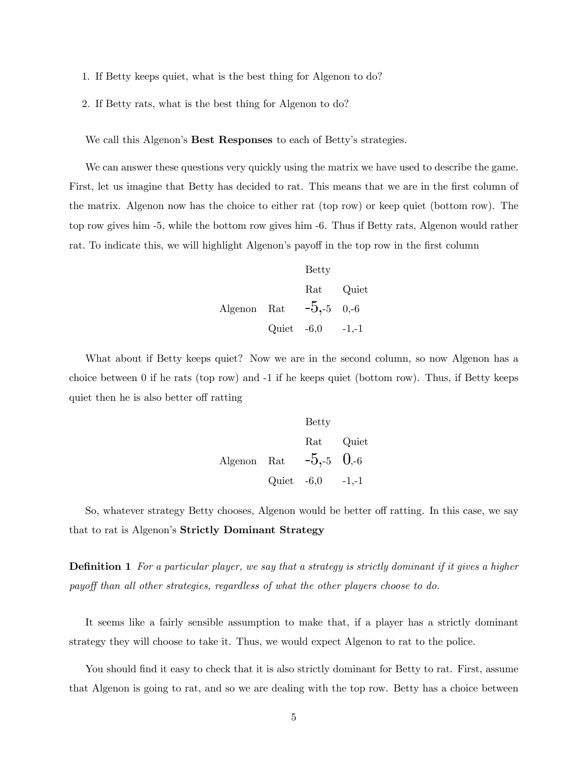1. If Betty keeps quiet, what is the best thing for Algenon to do?
2. If Betty rats, what is the best thing for Algenon to do?

We call this Algenon's **Best Responses** to each of Betty's strategies.

We can answer these questions very quickly using the matrix we have used to describe the game. First, let us imagine that Betty has decided to rat. This means that we are in the first column of the matrix. Algenon now has the choice to either rat (top row) or keep quiet (bottom row). The top row gives him -5, while the bottom row gives him -6. Thus if Betty rats, Algenon would rather rat. To indicate this, we will highlight Algenon's payoff in the top row in the first column

| | | Betty | |
|---|---|---|---|
| | | Rat | Quiet |
| Algenon | Rat | **-5**,-5 | 0,-6 |
| | Quiet | -6,0 | -1,-1 |

What about if Betty keeps quiet? Now we are in the second column, so now Algenon has a choice between 0 if he rats (top row) and -1 if he keeps quiet (bottom row). Thus, if Betty keeps quiet then he is also better off ratting

| | | Betty | |
|---|---|---|---|
| | | Rat | Quiet |
| Algenon | Rat | **-5**,-5 | **0**,-6 |
| | Quiet | -6,0 | -1,-1 |

So, whatever strategy Betty chooses, Algenon would be better off ratting. In this case, we say that to rat is Algenon's **Strictly Dominant Strategy**

**Definition 1** *For a particular player, we say that a strategy is strictly dominant if it gives a higher payoff than all other strategies, regardless of what the other players choose to do.*

It seems like a fairly sensible assumption to make that, if a player has a strictly dominant strategy they will choose to take it. Thus, we would expect Algenon to rat to the police.

You should find it easy to check that it is also strictly dominant for Betty to rat. First, assume that Algenon is going to rat, and so we are dealing with the top row. Betty has a choice between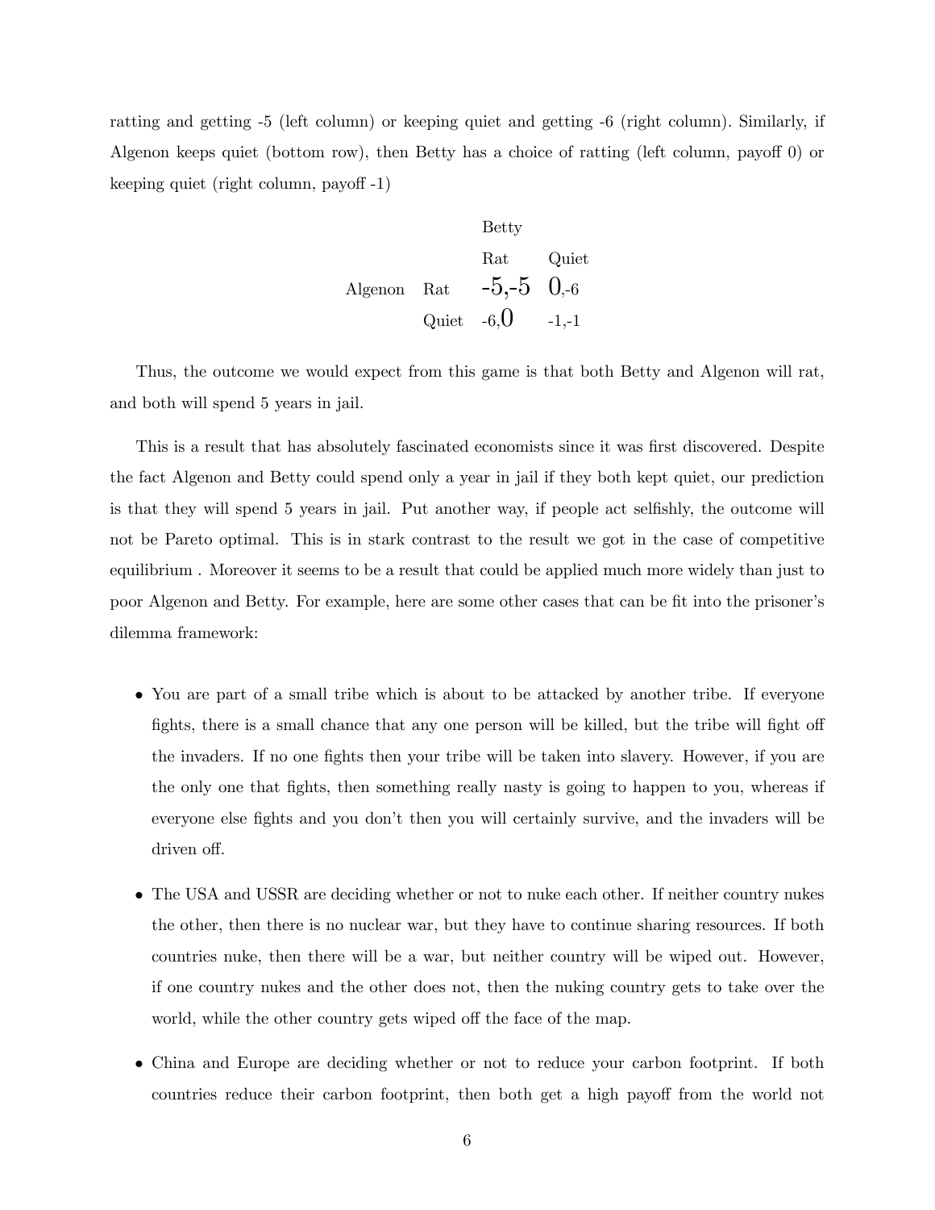ratting and getting -5 (left column) or keeping quiet and getting -6 (right column). Similarly, if Algenon keeps quiet (bottom row), then Betty has a choice of ratting (left column, payoff 0) or keeping quiet (right column, payoff -1)

| | | Betty | |
|---|---|---|---|
| | | Rat | Quiet |
| Algenon | Rat | -5,-5 | 0,-6 |
| | Quiet | -6,0 | -1,-1 |

Thus, the outcome we would expect from this game is that both Betty and Algenon will rat, and both will spend 5 years in jail.

This is a result that has absolutely fascinated economists since it was first discovered. Despite the fact Algenon and Betty could spend only a year in jail if they both kept quiet, our prediction is that they will spend 5 years in jail. Put another way, if people act selfishly, the outcome will not be Pareto optimal. This is in stark contrast to the result we got in the case of competitive equilibrium . Moreover it seems to be a result that could be applied much more widely than just to poor Algenon and Betty. For example, here are some other cases that can be fit into the prisoner's dilemma framework:

- You are part of a small tribe which is about to be attacked by another tribe. If everyone fights, there is a small chance that any one person will be killed, but the tribe will fight off the invaders. If no one fights then your tribe will be taken into slavery. However, if you are the only one that fights, then something really nasty is going to happen to you, whereas if everyone else fights and you don't then you will certainly survive, and the invaders will be driven off.
- The USA and USSR are deciding whether or not to nuke each other. If neither country nukes the other, then there is no nuclear war, but they have to continue sharing resources. If both countries nuke, then there will be a war, but neither country will be wiped out. However, if one country nukes and the other does not, then the nuking country gets to take over the world, while the other country gets wiped off the face of the map.
- China and Europe are deciding whether or not to reduce your carbon footprint. If both countries reduce their carbon footprint, then both get a high payoff from the world not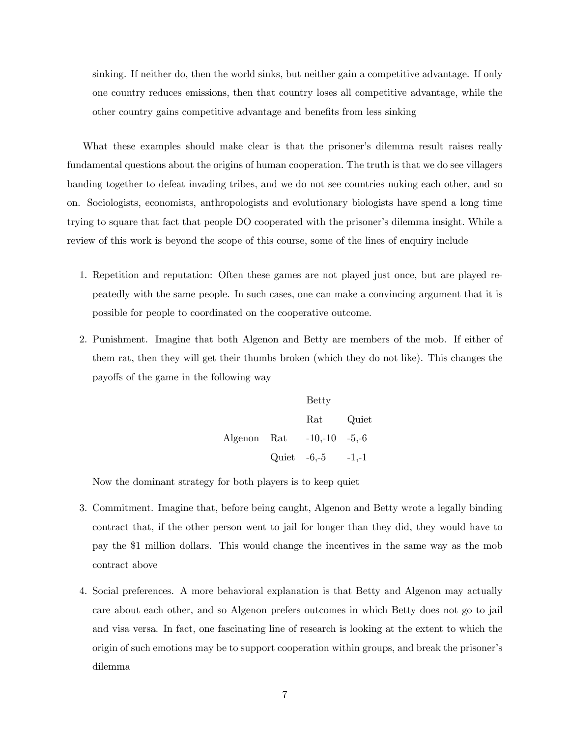sinking. If neither do, then the world sinks, but neither gain a competitive advantage. If only one country reduces emissions, then that country loses all competitive advantage, while the other country gains competitive advantage and benefits from less sinking

What these examples should make clear is that the prisoner's dilemma result raises really fundamental questions about the origins of human cooperation. The truth is that we do see villagers banding together to defeat invading tribes, and we do not see countries nuking each other, and so on. Sociologists, economists, anthropologists and evolutionary biologists have spend a long time trying to square that fact that people DO cooperated with the prisoner's dilemma insight. While a review of this work is beyond the scope of this course, some of the lines of enquiry include

1. Repetition and reputation: Often these games are not played just once, but are played repeatedly with the same people. In such cases, one can make a convincing argument that it is possible for people to coordinated on the cooperative outcome.

2. Punishment. Imagine that both Algenon and Betty are members of the mob. If either of them rat, then they will get their thumbs broken (which they do not like). This changes the payoffs of the game in the following way

| | | Betty | |
|---|---|---|---|
| | | Rat | Quiet |
| Algenon | Rat | -10,-10 | -5,-6 |
| | Quiet | -6,-5 | -1,-1 |

   Now the dominant strategy for both players is to keep quiet

3. Commitment. Imagine that, before being caught, Algenon and Betty wrote a legally binding contract that, if the other person went to jail for longer than they did, they would have to pay the $1 million dollars. This would change the incentives in the same way as the mob contract above

4. Social preferences. A more behavioral explanation is that Betty and Algenon may actually care about each other, and so Algenon prefers outcomes in which Betty does not go to jail and visa versa. In fact, one fascinating line of research is looking at the extent to which the origin of such emotions may be to support cooperation within groups, and break the prisoner's dilemma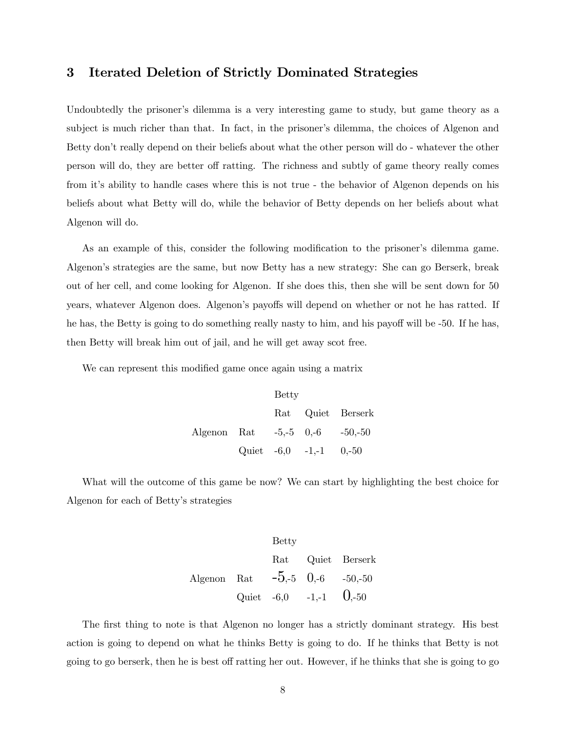## 3 Iterated Deletion of Strictly Dominated Strategies

Undoubtedly the prisoner's dilemma is a very interesting game to study, but game theory as a subject is much richer than that. In fact, in the prisoner's dilemma, the choices of Algenon and Betty don't really depend on their beliefs about what the other person will do - whatever the other person will do, they are better off ratting. The richness and subtly of game theory really comes from it's ability to handle cases where this is not true - the behavior of Algenon depends on his beliefs about what Betty will do, while the behavior of Betty depends on her beliefs about what Algenon will do.

As an example of this, consider the following modification to the prisoner's dilemma game. Algenon's strategies are the same, but now Betty has a new strategy: She can go Berserk, break out of her cell, and come looking for Algenon. If she does this, then she will be sent down for 50 years, whatever Algenon does. Algenon's payoffs will depend on whether or not he has ratted. If he has, the Betty is going to do something really nasty to him, and his payoff will be -50. If he has, then Betty will break him out of jail, and he will get away scot free.

We can represent this modified game once again using a matrix

| | | Betty | | |
|---|---|---|---|---|
| | | Rat | Quiet | Berserk |
| Algenon | Rat | -5,-5 | 0,-6 | -50,-50 |
| | Quiet | -6,0 | -1,-1 | 0,-50 |

What will the outcome of this game be now? We can start by highlighting the best choice for Algenon for each of Betty's strategies

| | | Betty | | |
|---|---|---|---|---|
| | | Rat | Quiet | Berserk |
| Algenon | Rat | **-5**,-5 | **0**,-6 | -50,-50 |
| | Quiet | -6,0 | -1,-1 | **0**,-50 |

The first thing to note is that Algenon no longer has a strictly dominant strategy. His best action is going to depend on what he thinks Betty is going to do. If he thinks that Betty is not going to go berserk, then he is best off ratting her out. However, if he thinks that she is going to go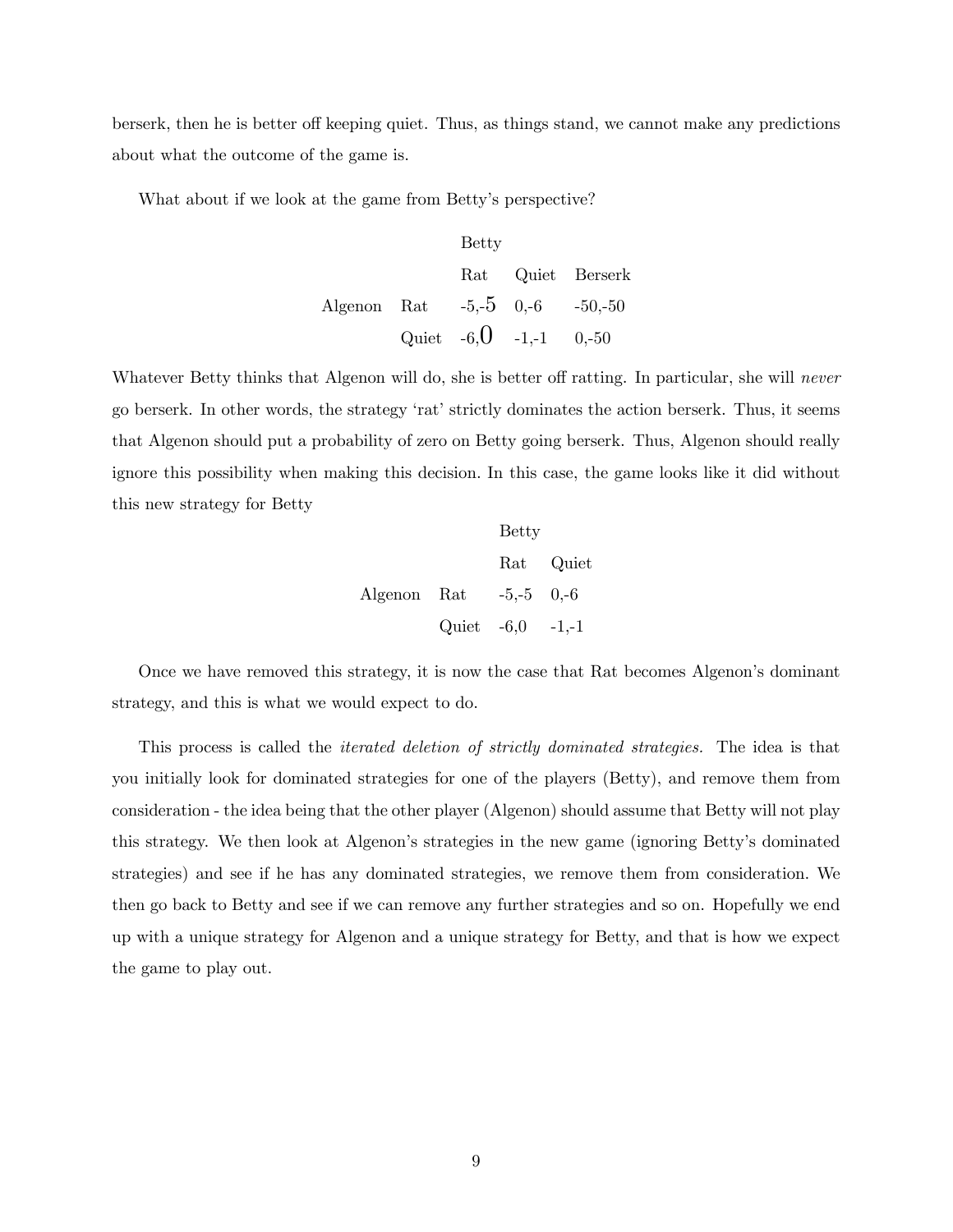berserk, then he is better off keeping quiet. Thus, as things stand, we cannot make any predictions about what the outcome of the game is.

What about if we look at the game from Betty's perspective?

| | | Betty | | |
|---|---|---|---|---|
| | | Rat | Quiet | Berserk |
| Algenon | Rat | -5,-5 | 0,-6 | -50,-50 |
| | Quiet | -6,0 | -1,-1 | 0,-50 |

Whatever Betty thinks that Algenon will do, she is better off ratting. In particular, she will *never* go berserk. In other words, the strategy 'rat' strictly dominates the action berserk. Thus, it seems that Algenon should put a probability of zero on Betty going berserk. Thus, Algenon should really ignore this possibility when making this decision. In this case, the game looks like it did without this new strategy for Betty

| | | Betty | |
|---|---|---|---|
| | | Rat | Quiet |
| Algenon | Rat | -5,-5 | 0,-6 |
| | Quiet | -6,0 | -1,-1 |

Once we have removed this strategy, it is now the case that Rat becomes Algenon's dominant strategy, and this is what we would expect to do.

This process is called the *iterated deletion of strictly dominated strategies.* The idea is that you initially look for dominated strategies for one of the players (Betty), and remove them from consideration - the idea being that the other player (Algenon) should assume that Betty will not play this strategy. We then look at Algenon's strategies in the new game (ignoring Betty's dominated strategies) and see if he has any dominated strategies, we remove them from consideration. We then go back to Betty and see if we can remove any further strategies and so on. Hopefully we end up with a unique strategy for Algenon and a unique strategy for Betty, and that is how we expect the game to play out.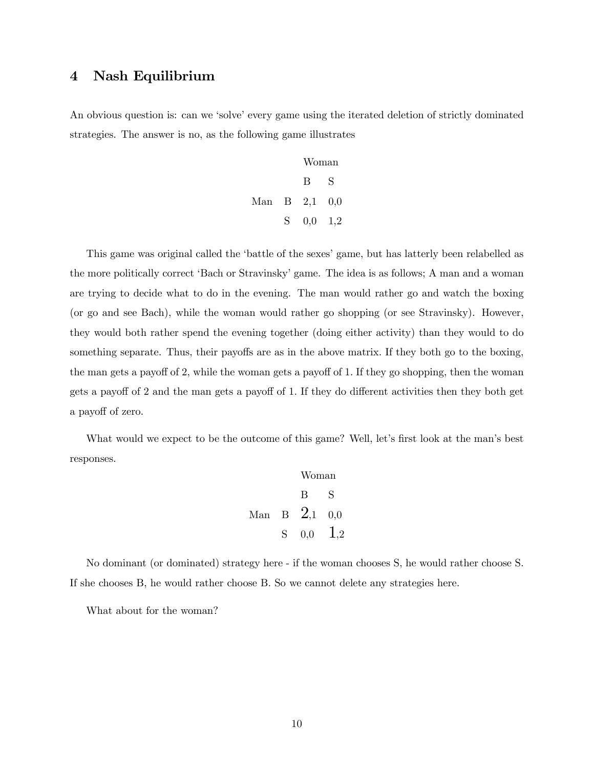## 4 Nash Equilibrium

An obvious question is: can we 'solve' every game using the iterated deletion of strictly dominated strategies. The answer is no, as the following game illustrates

| | | Woman | |
|---|---|---|---|
| | | B | S |
| Man | B | 2,1 | 0,0 |
| | S | 0,0 | 1,2 |

This game was original called the 'battle of the sexes' game, but has latterly been relabelled as the more politically correct 'Bach or Stravinsky' game. The idea is as follows; A man and a woman are trying to decide what to do in the evening. The man would rather go and watch the boxing (or go and see Bach), while the woman would rather go shopping (or see Stravinsky). However, they would both rather spend the evening together (doing either activity) than they would to do something separate. Thus, their payoffs are as in the above matrix. If they both go to the boxing, the man gets a payoff of 2, while the woman gets a payoff of 1. If they go shopping, then the woman gets a payoff of 2 and the man gets a payoff of 1. If they do different activities then they both get a payoff of zero.

What would we expect to be the outcome of this game? Well, let's first look at the man's best responses.

| | | Woman | |
|---|---|---|---|
| | | B | S |
| Man | B | **2**,1 | 0,0 |
| | S | 0,0 | **1**,2 |

No dominant (or dominated) strategy here - if the woman chooses S, he would rather choose S. If she chooses B, he would rather choose B. So we cannot delete any strategies here.

What about for the woman?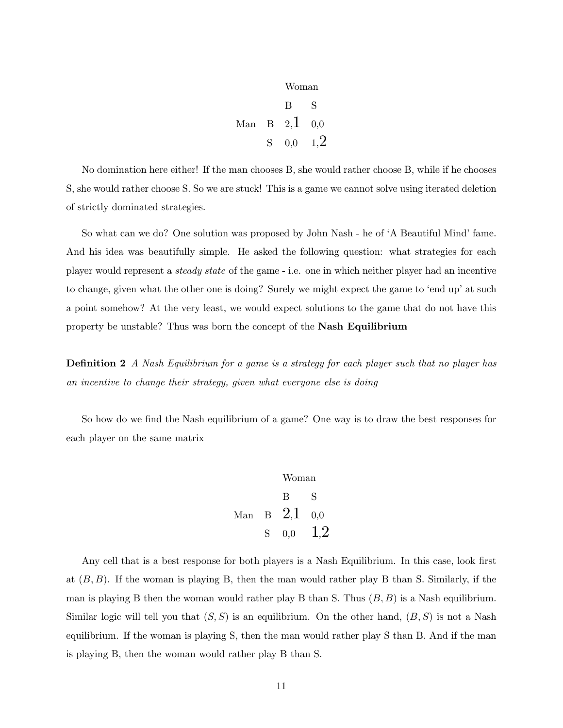|  |  | Woman |  |
|---|---|---|---|
|  |  | B | S |
| Man | B | 2,1 | 0,0 |
|  | S | 0,0 | 1,2 |

No domination here either! If the man chooses B, she would rather choose B, while if he chooses S, she would rather choose S. So we are stuck! This is a game we cannot solve using iterated deletion of strictly dominated strategies.

So what can we do? One solution was proposed by John Nash - he of 'A Beautiful Mind' fame. And his idea was beautifully simple. He asked the following question: what strategies for each player would represent a *steady state* of the game - i.e. one in which neither player had an incentive to change, given what the other one is doing? Surely we might expect the game to 'end up' at such a point somehow? At the very least, we would expect solutions to the game that do not have this property be unstable? Thus was born the concept of the **Nash Equilibrium**

**Definition 2** *A Nash Equilibrium for a game is a strategy for each player such that no player has an incentive to change their strategy, given what everyone else is doing*

So how do we find the Nash equilibrium of a game? One way is to draw the best responses for each player on the same matrix

|  |  | Woman |  |
|---|---|---|---|
|  |  | B | S |
| Man | B | 2,1 | 0,0 |
|  | S | 0,0 | 1,2 |

Any cell that is a best response for both players is a Nash Equilibrium. In this case, look first at $(B, B)$. If the woman is playing B, then the man would rather play B than S. Similarly, if the man is playing B then the woman would rather play B than S. Thus $(B, B)$ is a Nash equilibrium. Similar logic will tell you that $(S, S)$ is an equilibrium. On the other hand, $(B, S)$ is not a Nash equilibrium. If the woman is playing S, then the man would rather play S than B. And if the man is playing B, then the woman would rather play B than S.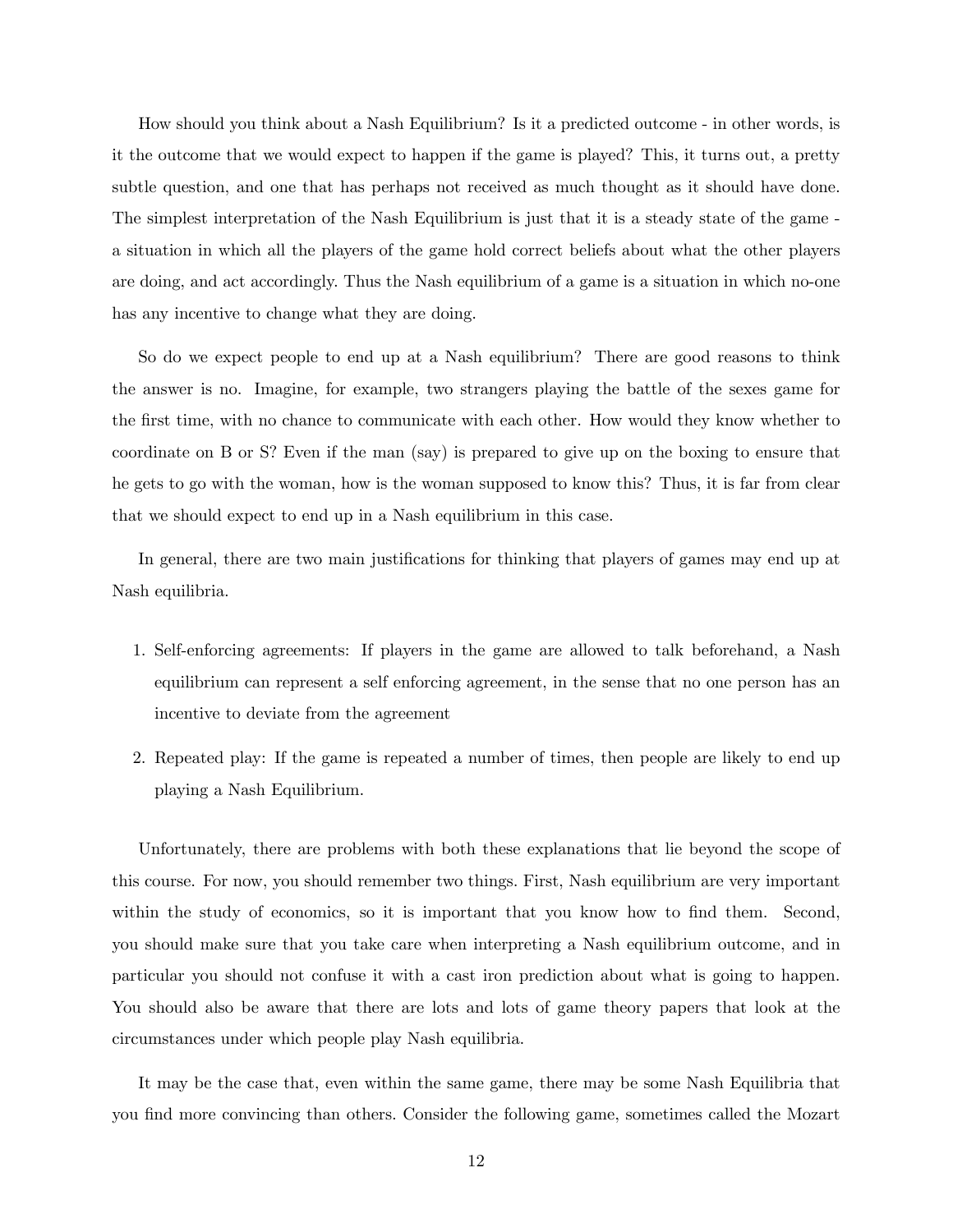How should you think about a Nash Equilibrium? Is it a predicted outcome - in other words, is it the outcome that we would expect to happen if the game is played? This, it turns out, a pretty subtle question, and one that has perhaps not received as much thought as it should have done. The simplest interpretation of the Nash Equilibrium is just that it is a steady state of the game - a situation in which all the players of the game hold correct beliefs about what the other players are doing, and act accordingly. Thus the Nash equilibrium of a game is a situation in which no-one has any incentive to change what they are doing.

So do we expect people to end up at a Nash equilibrium? There are good reasons to think the answer is no. Imagine, for example, two strangers playing the battle of the sexes game for the first time, with no chance to communicate with each other. How would they know whether to coordinate on B or S? Even if the man (say) is prepared to give up on the boxing to ensure that he gets to go with the woman, how is the woman supposed to know this? Thus, it is far from clear that we should expect to end up in a Nash equilibrium in this case.

In general, there are two main justifications for thinking that players of games may end up at Nash equilibria.

1. Self-enforcing agreements: If players in the game are allowed to talk beforehand, a Nash equilibrium can represent a self enforcing agreement, in the sense that no one person has an incentive to deviate from the agreement
2. Repeated play: If the game is repeated a number of times, then people are likely to end up playing a Nash Equilibrium.

Unfortunately, there are problems with both these explanations that lie beyond the scope of this course. For now, you should remember two things. First, Nash equilibrium are very important within the study of economics, so it is important that you know how to find them. Second, you should make sure that you take care when interpreting a Nash equilibrium outcome, and in particular you should not confuse it with a cast iron prediction about what is going to happen. You should also be aware that there are lots and lots of game theory papers that look at the circumstances under which people play Nash equilibria.

It may be the case that, even within the same game, there may be some Nash Equilibria that you find more convincing than others. Consider the following game, sometimes called the Mozart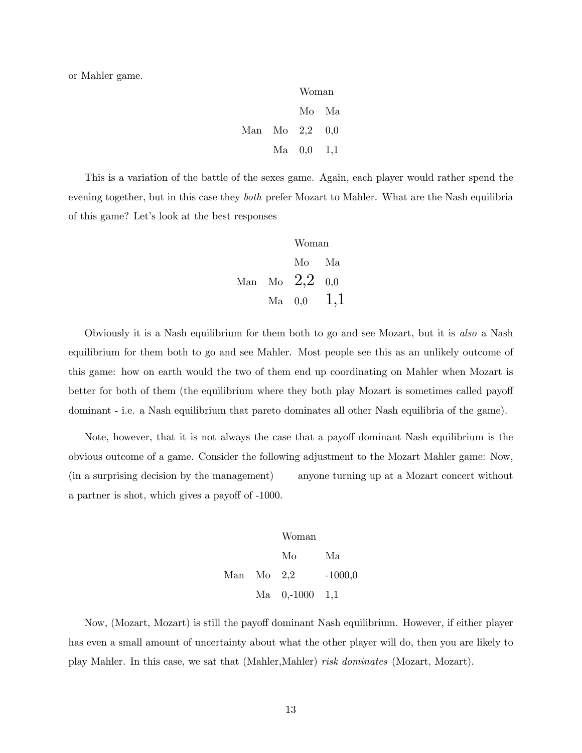or Mahler game.

| | | Woman | |
|---|---|---|---|
| | | Mo | Ma |
| Man | Mo | 2,2 | 0,0 |
| | Ma | 0,0 | 1,1 |

This is a variation of the battle of the sexes game. Again, each player would rather spend the evening together, but in this case they *both* prefer Mozart to Mahler. What are the Nash equilibria of this game? Let's look at the best responses

| | | Woman | |
|---|---|---|---|
| | | Mo | Ma |
| Man | Mo | **2,2** | 0,0 |
| | Ma | 0,0 | **1,1** |

Obviously it is a Nash equilibrium for them both to go and see Mozart, but it is *also* a Nash equilibrium for them both to go and see Mahler. Most people see this as an unlikely outcome of this game: how on earth would the two of them end up coordinating on Mahler when Mozart is better for both of them (the equilibrium where they both play Mozart is sometimes called payoff dominant - i.e. a Nash equilibrium that pareto dominates all other Nash equilibria of the game).

Note, however, that it is not always the case that a payoff dominant Nash equilibrium is the obvious outcome of a game. Consider the following adjustment to the Mozart Mahler game: Now, (in a surprising decision by the management) anyone turning up at a Mozart concert without a partner is shot, which gives a payoff of -1000.

| | | Woman | |
|---|---|---|---|
| | | Mo | Ma |
| Man | Mo | 2,2 | -1000,0 |
| | Ma | 0,-1000 | 1,1 |

Now, (Mozart, Mozart) is still the payoff dominant Nash equilibrium. However, if either player has even a small amount of uncertainty about what the other player will do, then you are likely to play Mahler. In this case, we sat that (Mahler,Mahler) *risk dominates* (Mozart, Mozart).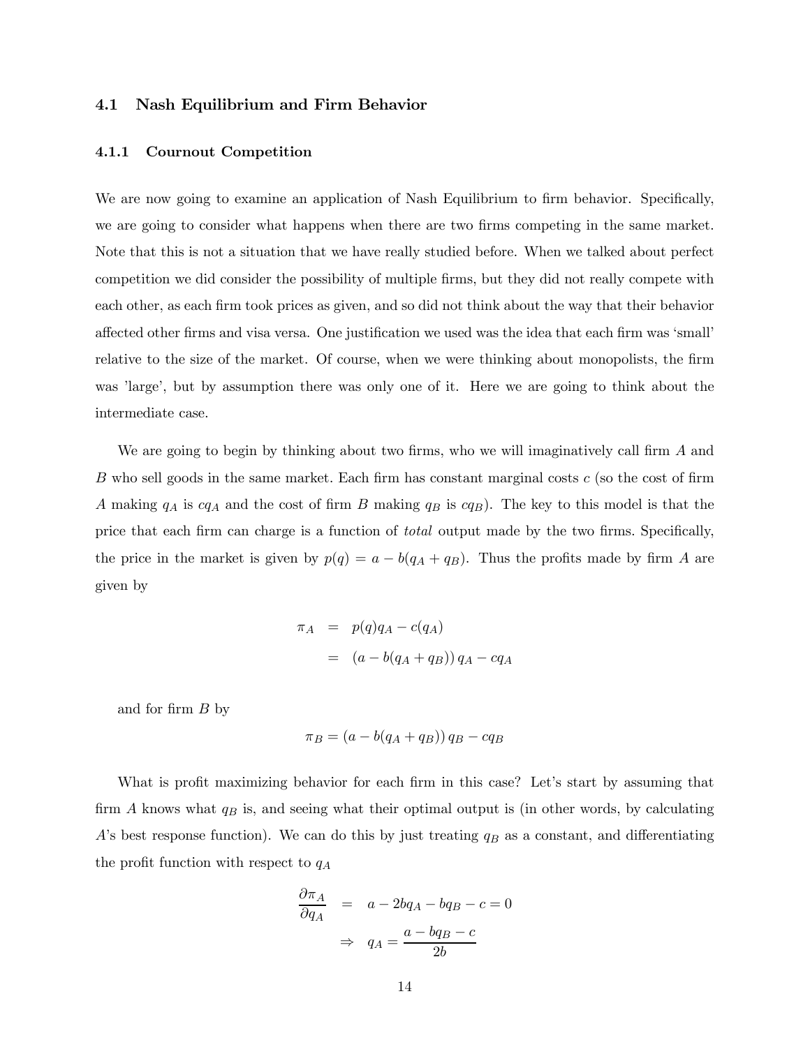### 4.1 Nash Equilibrium and Firm Behavior

#### 4.1.1 Cournout Competition

We are now going to examine an application of Nash Equilibrium to firm behavior. Specifically, we are going to consider what happens when there are two firms competing in the same market. Note that this is not a situation that we have really studied before. When we talked about perfect competition we did consider the possibility of multiple firms, but they did not really compete with each other, as each firm took prices as given, and so did not think about the way that their behavior affected other firms and visa versa. One justification we used was the idea that each firm was 'small' relative to the size of the market. Of course, when we were thinking about monopolists, the firm was 'large', but by assumption there was only one of it. Here we are going to think about the intermediate case.

We are going to begin by thinking about two firms, who we will imaginatively call firm $A$ and $B$ who sell goods in the same market. Each firm has constant marginal costs $c$ (so the cost of firm $A$ making $q_A$ is $cq_A$ and the cost of firm $B$ making $q_B$ is $cq_B$). The key to this model is that the price that each firm can charge is a function of *total* output made by the two firms. Specifically, the price in the market is given by $p(q) = a - b(q_A + q_B)$. Thus the profits made by firm $A$ are given by

$$\begin{aligned}\pi_A &= p(q)q_A - c(q_A) \\ &= (a - b(q_A + q_B))\, q_A - cq_A\end{aligned}$$

and for firm $B$ by

$$\pi_B = (a - b(q_A + q_B))\, q_B - cq_B$$

What is profit maximizing behavior for each firm in this case? Let's start by assuming that firm $A$ knows what $q_B$ is, and seeing what their optimal output is (in other words, by calculating $A$'s best response function). We can do this by just treating $q_B$ as a constant, and differentiating the profit function with respect to $q_A$

$$\begin{aligned}\frac{\partial \pi_A}{\partial q_A} &= a - 2bq_A - bq_B - c = 0 \\ &\Rightarrow \quad q_A = \frac{a - bq_B - c}{2b}\end{aligned}$$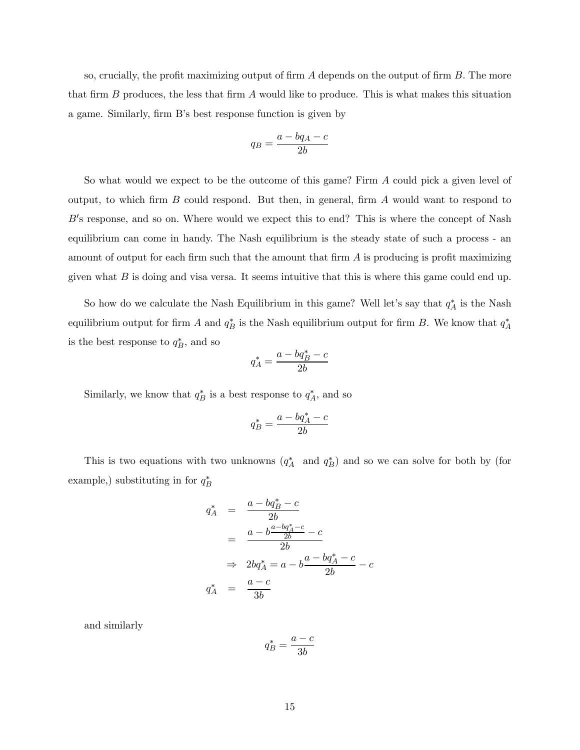so, crucially, the profit maximizing output of firm $A$ depends on the output of firm $B$. The more that firm $B$ produces, the less that firm $A$ would like to produce. This is what makes this situation a game. Similarly, firm B's best response function is given by

$$q_B = \frac{a - bq_A - c}{2b}$$

So what would we expect to be the outcome of this game? Firm $A$ could pick a given level of output, to which firm $B$ could respond. But then, in general, firm $A$ would want to respond to $B'$s response, and so on. Where would we expect this to end? This is where the concept of Nash equilibrium can come in handy. The Nash equilibrium is the steady state of such a process - an amount of output for each firm such that the amount that firm $A$ is producing is profit maximizing given what $B$ is doing and visa versa. It seems intuitive that this is where this game could end up.

So how do we calculate the Nash Equilibrium in this game? Well let's say that $q_A^*$ is the Nash equilibrium output for firm $A$ and $q_B^*$ is the Nash equilibrium output for firm $B$. We know that $q_A^*$ is the best response to $q_B^*$, and so

$$q_A^* = \frac{a - bq_B^* - c}{2b}$$

Similarly, we know that $q_B^*$ is a best response to $q_A^*$, and so

$$q_B^* = \frac{a - bq_A^* - c}{2b}$$

This is two equations with two unknowns ($q_A^*$ and $q_B^*$) and so we can solve for both by (for example,) substituting in for $q_B^*$

$$\begin{aligned}
q_A^* &= \frac{a - bq_B^* - c}{2b} \\
&= \frac{a - b\frac{a - bq_A^* - c}{2b} - c}{2b} \\
&\Rightarrow \; 2bq_A^* = a - b\frac{a - bq_A^* - c}{2b} - c \\
q_A^* &= \frac{a - c}{3b}
\end{aligned}$$

and similarly

$$q_B^* = \frac{a - c}{3b}$$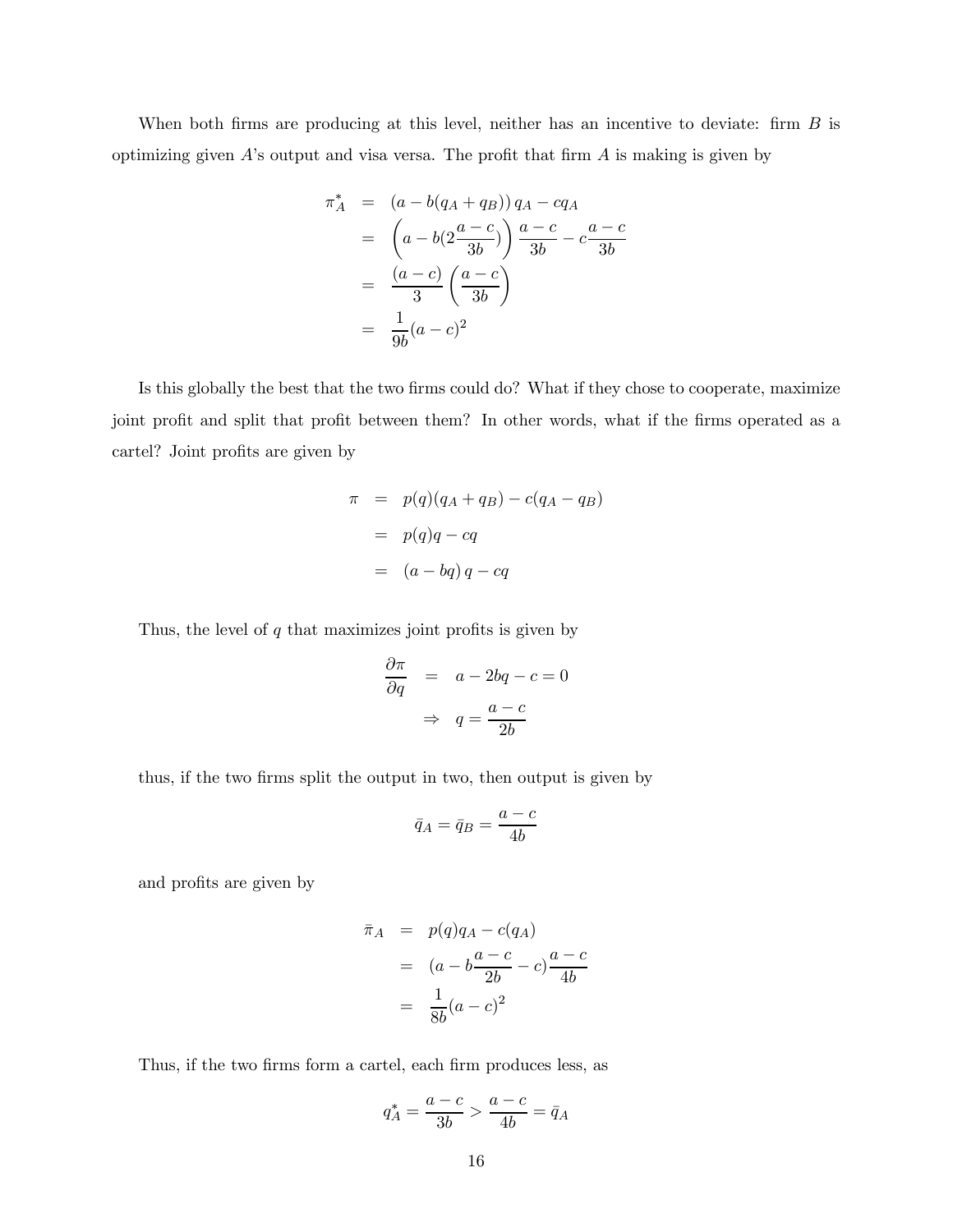When both firms are producing at this level, neither has an incentive to deviate: firm $B$ is optimizing given $A$'s output and visa versa. The profit that firm $A$ is making is given by

$$
\begin{aligned}
\pi_A^* &= (a - b(q_A + q_B))\, q_A - cq_A \\
&= \left(a - b(2\frac{a-c}{3b})\right) \frac{a-c}{3b} - c\frac{a-c}{3b} \\
&= \frac{(a-c)}{3}\left(\frac{a-c}{3b}\right) \\
&= \frac{1}{9b}(a-c)^2
\end{aligned}
$$

Is this globally the best that the two firms could do? What if they chose to cooperate, maximize joint profit and split that profit between them? In other words, what if the firms operated as a cartel? Joint profits are given by

$$
\begin{aligned}
\pi &= p(q)(q_A + q_B) - c(q_A - q_B) \\
&= p(q)q - cq \\
&= (a - bq)\, q - cq
\end{aligned}
$$

Thus, the level of $q$ that maximizes joint profits is given by

$$
\begin{aligned}
\frac{\partial \pi}{\partial q} &= a - 2bq - c = 0 \\
&\Rightarrow \quad q = \frac{a-c}{2b}
\end{aligned}
$$

thus, if the two firms split the output in two, then output is given by

$$
\bar{q}_A = \bar{q}_B = \frac{a-c}{4b}
$$

and profits are given by

$$
\begin{aligned}
\bar{\pi}_A &= p(q)q_A - c(q_A) \\
&= (a - b\frac{a-c}{2b} - c)\frac{a-c}{4b} \\
&= \frac{1}{8b}(a-c)^2
\end{aligned}
$$

Thus, if the two firms form a cartel, each firm produces less, as

$$
q_A^* = \frac{a-c}{3b} > \frac{a-c}{4b} = \bar{q}_A
$$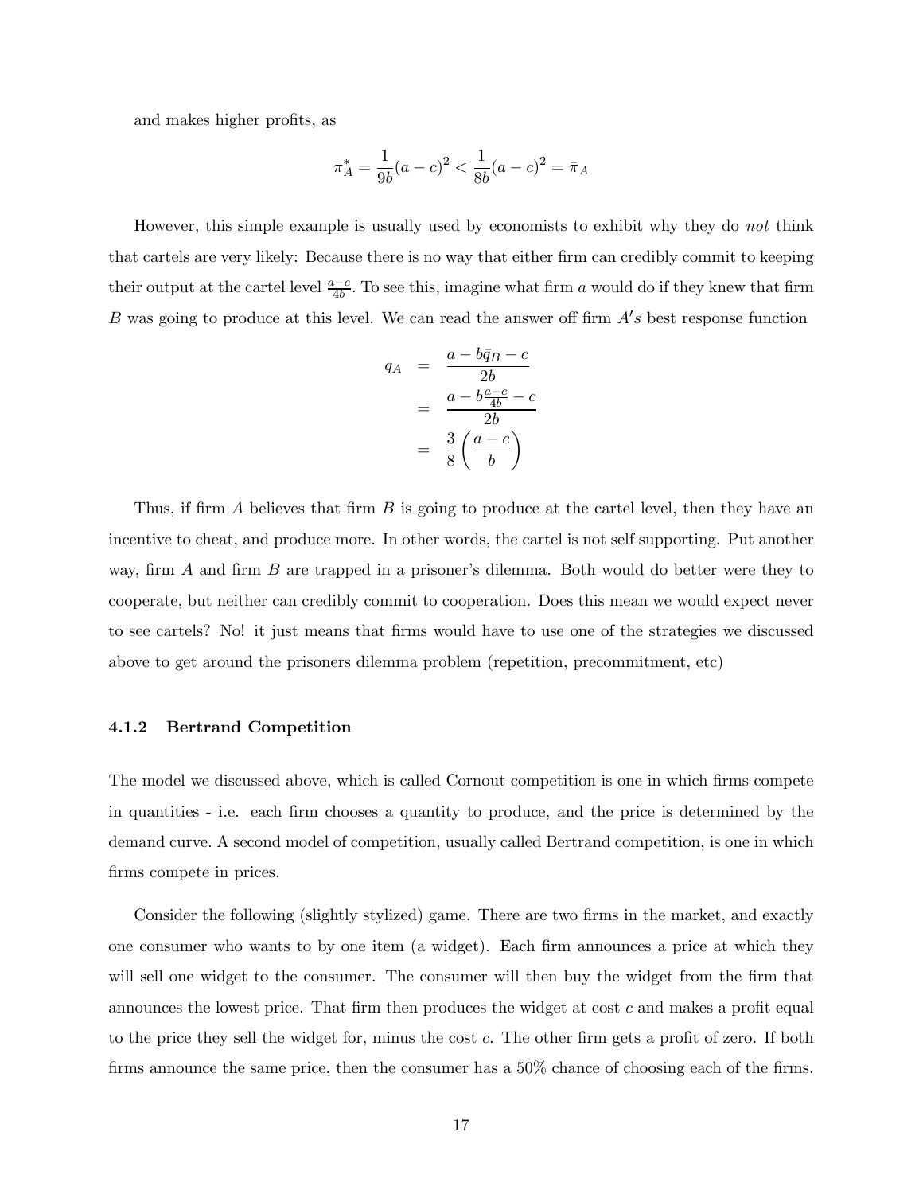and makes higher profits, as

$$\pi_A^* = \frac{1}{9b}(a-c)^2 < \frac{1}{8b}(a-c)^2 = \bar{\pi}_A$$

However, this simple example is usually used by economists to exhibit why they do *not* think that cartels are very likely: Because there is no way that either firm can credibly commit to keeping their output at the cartel level $\frac{a-c}{4b}$. To see this, imagine what firm $a$ would do if they knew that firm $B$ was going to produce at this level. We can read the answer off firm $A's$ best response function

$$\begin{aligned}
q_A &= \frac{a - b\bar{q}_B - c}{2b} \\
&= \frac{a - b\frac{a-c}{4b} - c}{2b} \\
&= \frac{3}{8}\left(\frac{a-c}{b}\right)
\end{aligned}$$

Thus, if firm $A$ believes that firm $B$ is going to produce at the cartel level, then they have an incentive to cheat, and produce more. In other words, the cartel is not self supporting. Put another way, firm $A$ and firm $B$ are trapped in a prisoner's dilemma. Both would do better were they to cooperate, but neither can credibly commit to cooperation. Does this mean we would expect never to see cartels? No! it just means that firms would have to use one of the strategies we discussed above to get around the prisoners dilemma problem (repetition, precommitment, etc)

### 4.1.2 Bertrand Competition

The model we discussed above, which is called Cornout competition is one in which firms compete in quantities - i.e. each firm chooses a quantity to produce, and the price is determined by the demand curve. A second model of competition, usually called Bertrand competition, is one in which firms compete in prices.

Consider the following (slightly stylized) game. There are two firms in the market, and exactly one consumer who wants to by one item (a widget). Each firm announces a price at which they will sell one widget to the consumer. The consumer will then buy the widget from the firm that announces the lowest price. That firm then produces the widget at cost $c$ and makes a profit equal to the price they sell the widget for, minus the cost $c$. The other firm gets a profit of zero. If both firms announce the same price, then the consumer has a 50% chance of choosing each of the firms.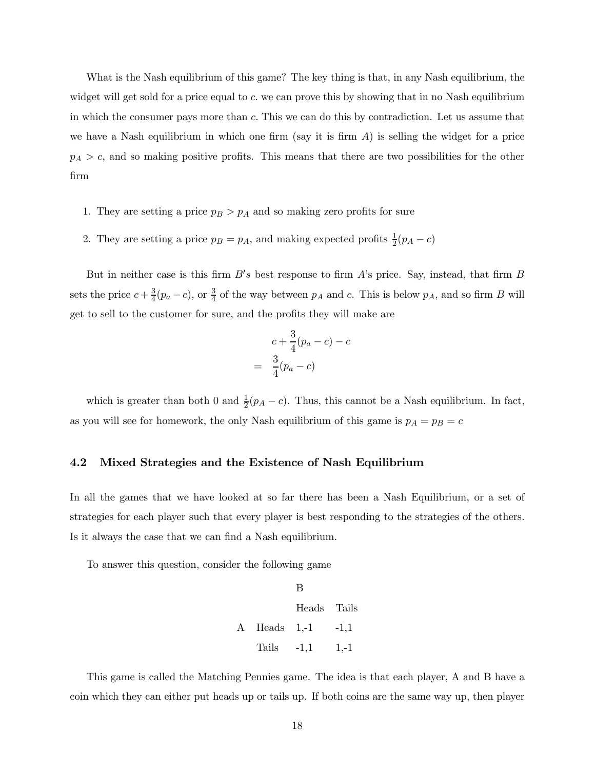What is the Nash equilibrium of this game? The key thing is that, in any Nash equilibrium, the widget will get sold for a price equal to $c$. we can prove this by showing that in no Nash equilibrium in which the consumer pays more than $c$. This we can do this by contradiction. Let us assume that we have a Nash equilibrium in which one firm (say it is firm $A$) is selling the widget for a price $p_A > c$, and so making positive profits. This means that there are two possibilities for the other firm

1. They are setting a price $p_B > p_A$ and so making zero profits for sure
2. They are setting a price $p_B = p_A$, and making expected profits $\frac{1}{2}(p_A - c)$

But in neither case is this firm $B's$ best response to firm $A$'s price. Say, instead, that firm $B$ sets the price $c + \frac{3}{4}(p_a - c)$, or $\frac{3}{4}$ of the way between $p_A$ and $c$. This is below $p_A$, and so firm $B$ will get to sell to the customer for sure, and the profits they will make are

$$
\begin{aligned}
& c + \frac{3}{4}(p_a - c) - c \\
= \quad & \frac{3}{4}(p_a - c)
\end{aligned}
$$

which is greater than both 0 and $\frac{1}{2}(p_A - c)$. Thus, this cannot be a Nash equilibrium. In fact, as you will see for homework, the only Nash equilibrium of this game is $p_A = p_B = c$

### 4.2 Mixed Strategies and the Existence of Nash Equilibrium

In all the games that we have looked at so far there has been a Nash Equilibrium, or a set of strategies for each player such that every player is best responding to the strategies of the others. Is it always the case that we can find a Nash equilibrium.

To answer this question, consider the following game

| | | B | |
|---|---|---|---|
| | | Heads | Tails |
| A | Heads | 1,-1 | -1,1 |
| | Tails | -1,1 | 1,-1 |

This game is called the Matching Pennies game. The idea is that each player, A and B have a coin which they can either put heads up or tails up. If both coins are the same way up, then player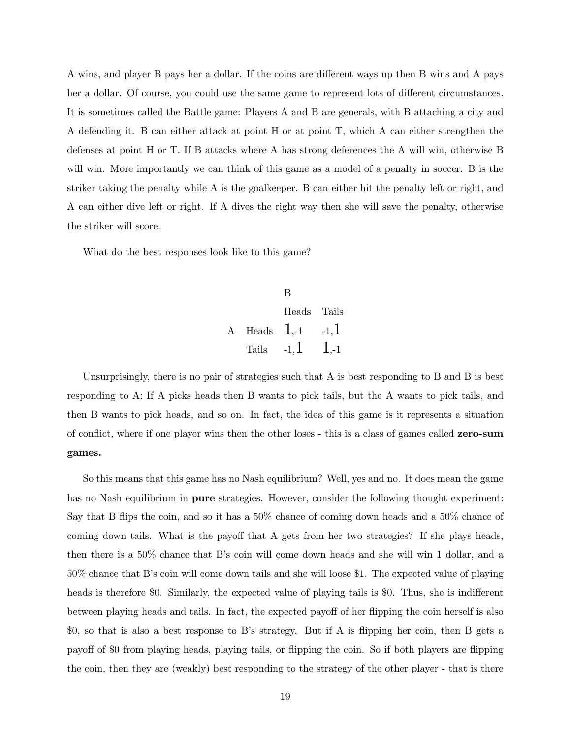A wins, and player B pays her a dollar. If the coins are different ways up then B wins and A pays her a dollar. Of course, you could use the same game to represent lots of different circumstances. It is sometimes called the Battle game: Players A and B are generals, with B attaching a city and A defending it. B can either attack at point H or at point T, which A can either strengthen the defenses at point H or T. If B attacks where A has strong deferences the A will win, otherwise B will win. More importantly we can think of this game as a model of a penalty in soccer. B is the striker taking the penalty while A is the goalkeeper. B can either hit the penalty left or right, and A can either dive left or right. If A dives the right way then she will save the penalty, otherwise the striker will score.

What do the best responses look like to this game?

| | | B | |
|---|---|---|---|
| | | Heads | Tails |
| A | Heads | 1,-1 | -1,1 |
| | Tails | -1,1 | 1,-1 |

Unsurprisingly, there is no pair of strategies such that A is best responding to B and B is best responding to A: If A picks heads then B wants to pick tails, but the A wants to pick tails, and then B wants to pick heads, and so on. In fact, the idea of this game is it represents a situation of conflict, where if one player wins then the other loses - this is a class of games called **zero-sum games.**

So this means that this game has no Nash equilibrium? Well, yes and no. It does mean the game has no Nash equilibrium in **pure** strategies. However, consider the following thought experiment: Say that B flips the coin, and so it has a 50% chance of coming down heads and a 50% chance of coming down tails. What is the payoff that A gets from her two strategies? If she plays heads, then there is a 50% chance that B's coin will come down heads and she will win 1 dollar, and a 50% chance that B's coin will come down tails and she will loose $1. The expected value of playing heads is therefore $0. Similarly, the expected value of playing tails is $0. Thus, she is indifferent between playing heads and tails. In fact, the expected payoff of her flipping the coin herself is also $0, so that is also a best response to B's strategy. But if A is flipping her coin, then B gets a payoff of $0 from playing heads, playing tails, or flipping the coin. So if both players are flipping the coin, then they are (weakly) best responding to the strategy of the other player - that is there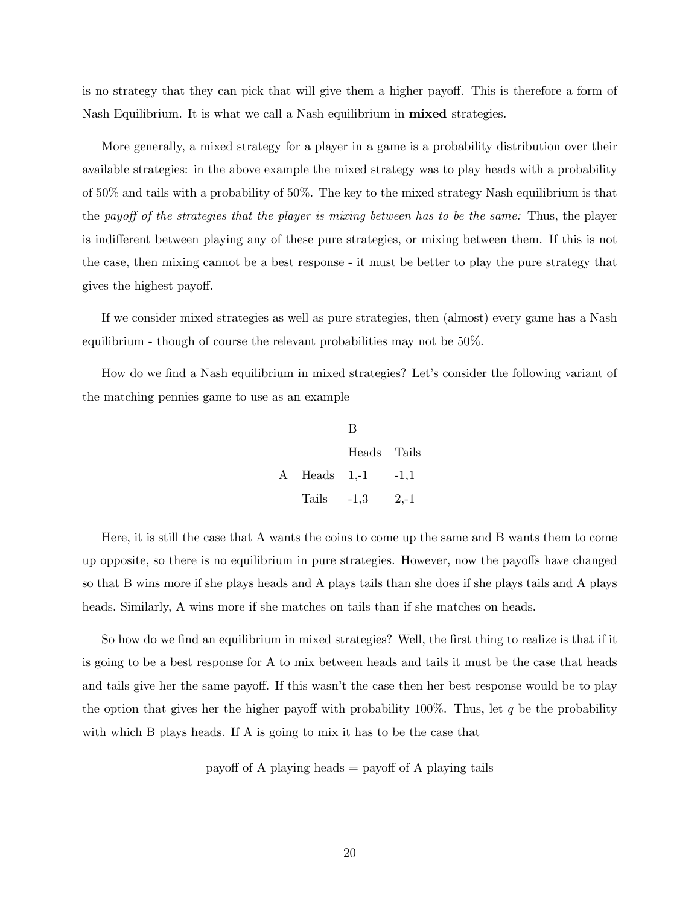is no strategy that they can pick that will give them a higher payoff. This is therefore a form of Nash Equilibrium. It is what we call a Nash equilibrium in **mixed** strategies.

More generally, a mixed strategy for a player in a game is a probability distribution over their available strategies: in the above example the mixed strategy was to play heads with a probability of 50% and tails with a probability of 50%. The key to the mixed strategy Nash equilibrium is that the *payoff of the strategies that the player is mixing between has to be the same:* Thus, the player is indifferent between playing any of these pure strategies, or mixing between them. If this is not the case, then mixing cannot be a best response - it must be better to play the pure strategy that gives the highest payoff.

If we consider mixed strategies as well as pure strategies, then (almost) every game has a Nash equilibrium - though of course the relevant probabilities may not be 50%.

How do we find a Nash equilibrium in mixed strategies? Let's consider the following variant of the matching pennies game to use as an example

| | | B | |
|---|---|---|---|
| | | Heads | Tails |
| A | Heads | 1,-1 | -1,1 |
| | Tails | -1,3 | 2,-1 |

Here, it is still the case that A wants the coins to come up the same and B wants them to come up opposite, so there is no equilibrium in pure strategies. However, now the payoffs have changed so that B wins more if she plays heads and A plays tails than she does if she plays tails and A plays heads. Similarly, A wins more if she matches on tails than if she matches on heads.

So how do we find an equilibrium in mixed strategies? Well, the first thing to realize is that if it is going to be a best response for A to mix between heads and tails it must be the case that heads and tails give her the same payoff. If this wasn't the case then her best response would be to play the option that gives her the higher payoff with probability 100%. Thus, let $q$ be the probability with which B plays heads. If A is going to mix it has to be the case that

$$\text{payoff of A playing heads} = \text{payoff of A playing tails}$$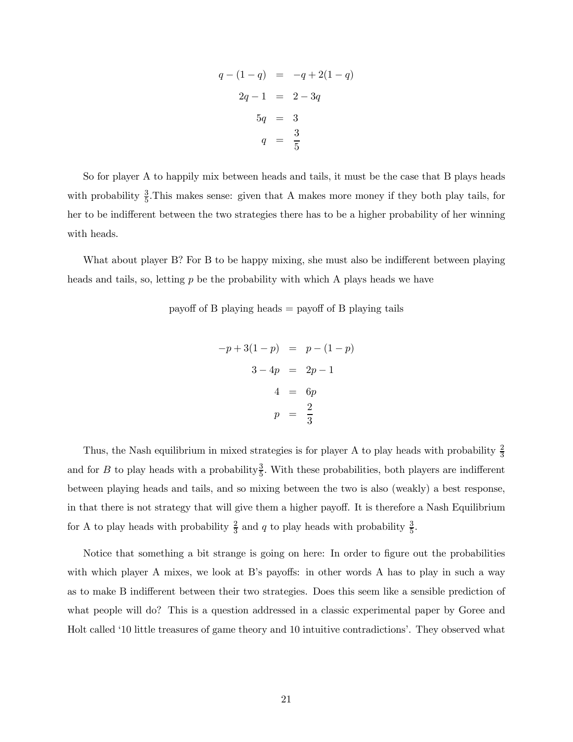$$
\begin{aligned}
q - (1-q) &= -q + 2(1-q) \\
2q - 1 &= 2 - 3q \\
5q &= 3 \\
q &= \frac{3}{5}
\end{aligned}
$$

So for player A to happily mix between heads and tails, it must be the case that B plays heads with probability $\frac{3}{5}$.This makes sense: given that A makes more money if they both play tails, for her to be indifferent between the two strategies there has to be a higher probability of her winning with heads.

What about player B? For B to be happy mixing, she must also be indifferent between playing heads and tails, so, letting $p$ be the probability with which A plays heads we have

payoff of B playing heads = payoff of B playing tails

$$
\begin{aligned}
-p + 3(1-p) &= p - (1-p) \\
3 - 4p &= 2p - 1 \\
4 &= 6p \\
p &= \frac{2}{3}
\end{aligned}
$$

Thus, the Nash equilibrium in mixed strategies is for player A to play heads with probability $\frac{2}{3}$ and for $B$ to play heads with a probability$\frac{3}{5}$. With these probabilities, both players are indifferent between playing heads and tails, and so mixing between the two is also (weakly) a best response, in that there is not strategy that will give them a higher payoff. It is therefore a Nash Equilibrium for A to play heads with probability $\frac{2}{3}$ and $q$ to play heads with probability $\frac{3}{5}$.

Notice that something a bit strange is going on here: In order to figure out the probabilities with which player A mixes, we look at B's payoffs: in other words A has to play in such a way as to make B indifferent between their two strategies. Does this seem like a sensible prediction of what people will do? This is a question addressed in a classic experimental paper by Goree and Holt called '10 little treasures of game theory and 10 intuitive contradictions'. They observed what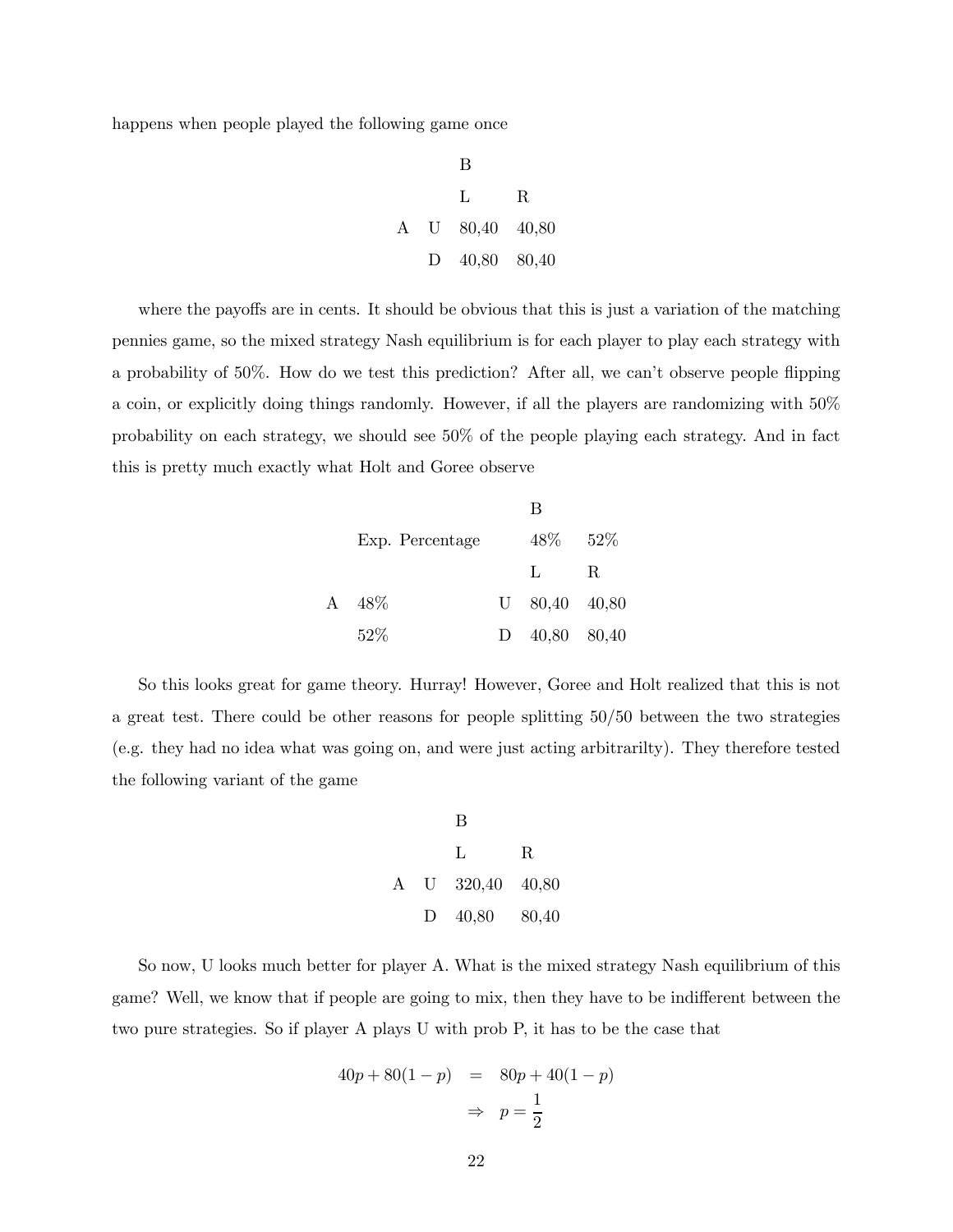happens when people played the following game once

| | | B | |
|---|---|---|---|
| | | L | R |
| A | U | 80,40 | 40,80 |
| | D | 40,80 | 80,40 |

where the payoffs are in cents. It should be obvious that this is just a variation of the matching pennies game, so the mixed strategy Nash equilibrium is for each player to play each strategy with a probability of 50%. How do we test this prediction? After all, we can't observe people flipping a coin, or explicitly doing things randomly. However, if all the players are randomizing with 50% probability on each strategy, we should see 50% of the people playing each strategy. And in fact this is pretty much exactly what Holt and Goree observe

| | | | B | |
|---|---|---|---|---|
| | Exp. Percentage | | 48% | 52% |
| | | | L | R |
| A | 48% | U | 80,40 | 40,80 |
| | 52% | D | 40,80 | 80,40 |

So this looks great for game theory. Hurray! However, Goree and Holt realized that this is not a great test. There could be other reasons for people splitting 50/50 between the two strategies (e.g. they had no idea what was going on, and were just acting arbitrarilty). They therefore tested the following variant of the game

| | | B | |
|---|---|---|---|
| | | L | R |
| A | U | 320,40 | 40,80 |
| | D | 40,80 | 80,40 |

So now, U looks much better for player A. What is the mixed strategy Nash equilibrium of this game? Well, we know that if people are going to mix, then they have to be indifferent between the two pure strategies. So if player A plays U with prob P, it has to be the case that

$$
\begin{aligned}
40p + 80(1-p) &= 80p + 40(1-p) \\
&\Rightarrow \; p = \frac{1}{2}
\end{aligned}
$$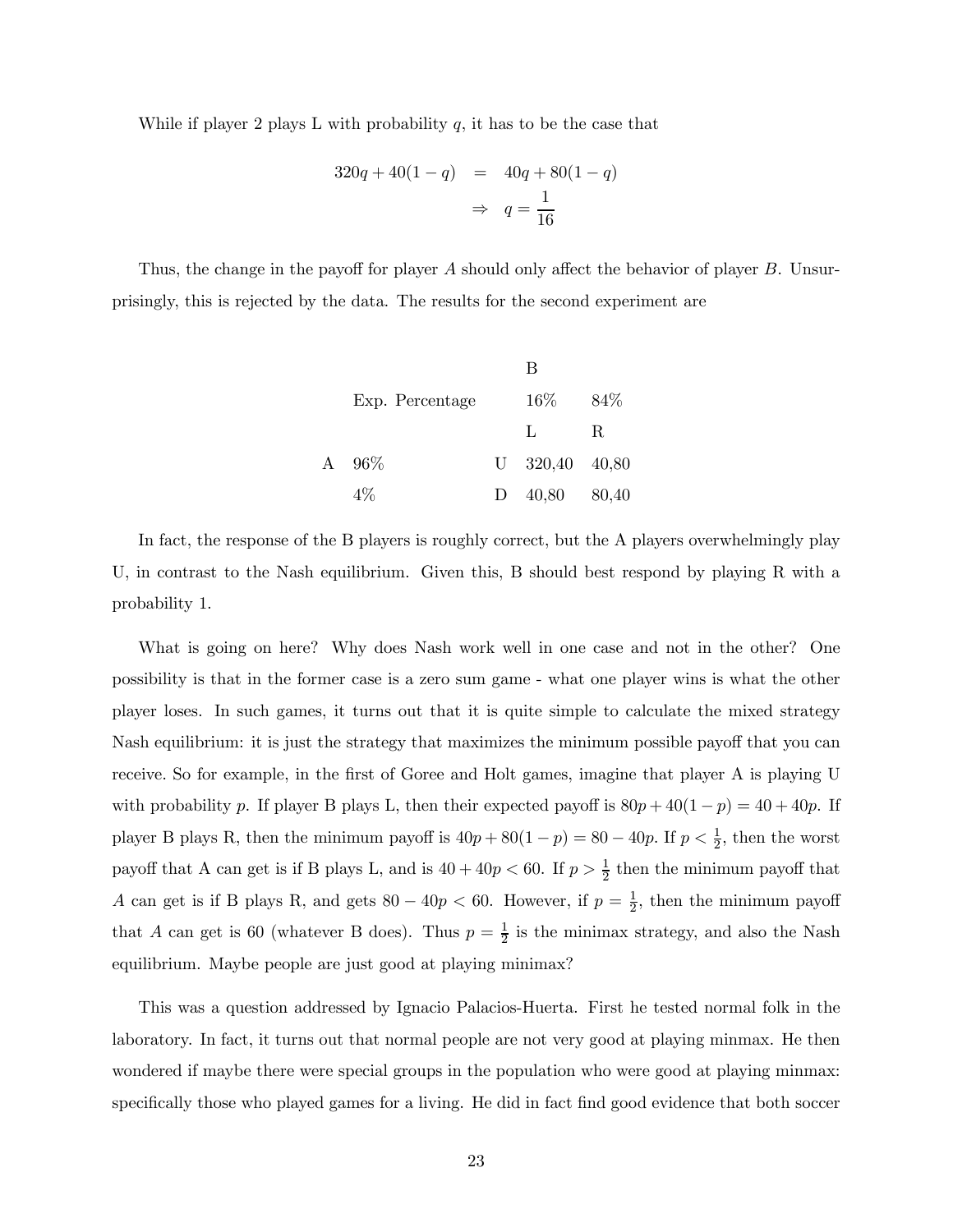While if player 2 plays L with probability $q$, it has to be the case that

$$
\begin{aligned}
320q + 40(1-q) &= 40q + 80(1-q) \\
&\Rightarrow \; q = \frac{1}{16}
\end{aligned}
$$

Thus, the change in the payoff for player $A$ should only affect the behavior of player $B$. Unsurprisingly, this is rejected by the data. The results for the second experiment are

| | | | B | |
|---|---|---|---|---|
| | Exp. Percentage | | 16% | 84% |
| | | | L | R |
| A | 96% | U | 320,40 | 40,80 |
| | 4% | D | 40,80 | 80,40 |

In fact, the response of the B players is roughly correct, but the A players overwhelmingly play U, in contrast to the Nash equilibrium. Given this, B should best respond by playing R with a probability 1.

What is going on here? Why does Nash work well in one case and not in the other? One possibility is that in the former case is a zero sum game - what one player wins is what the other player loses. In such games, it turns out that it is quite simple to calculate the mixed strategy Nash equilibrium: it is just the strategy that maximizes the minimum possible payoff that you can receive. So for example, in the first of Goree and Holt games, imagine that player A is playing U with probability $p$. If player B plays L, then their expected payoff is $80p + 40(1-p) = 40 + 40p$. If player B plays R, then the minimum payoff is $40p + 80(1-p) = 80 - 40p$. If $p < \frac{1}{2}$, then the worst payoff that A can get is if B plays L, and is $40 + 40p < 60$. If $p > \frac{1}{2}$ then the minimum payoff that $A$ can get is if B plays R, and gets $80 - 40p < 60$. However, if $p = \frac{1}{2}$, then the minimum payoff that $A$ can get is 60 (whatever B does). Thus $p = \frac{1}{2}$ is the minimax strategy, and also the Nash equilibrium. Maybe people are just good at playing minimax?

This was a question addressed by Ignacio Palacios-Huerta. First he tested normal folk in the laboratory. In fact, it turns out that normal people are not very good at playing minmax. He then wondered if maybe there were special groups in the population who were good at playing minmax: specifically those who played games for a living. He did in fact find good evidence that both soccer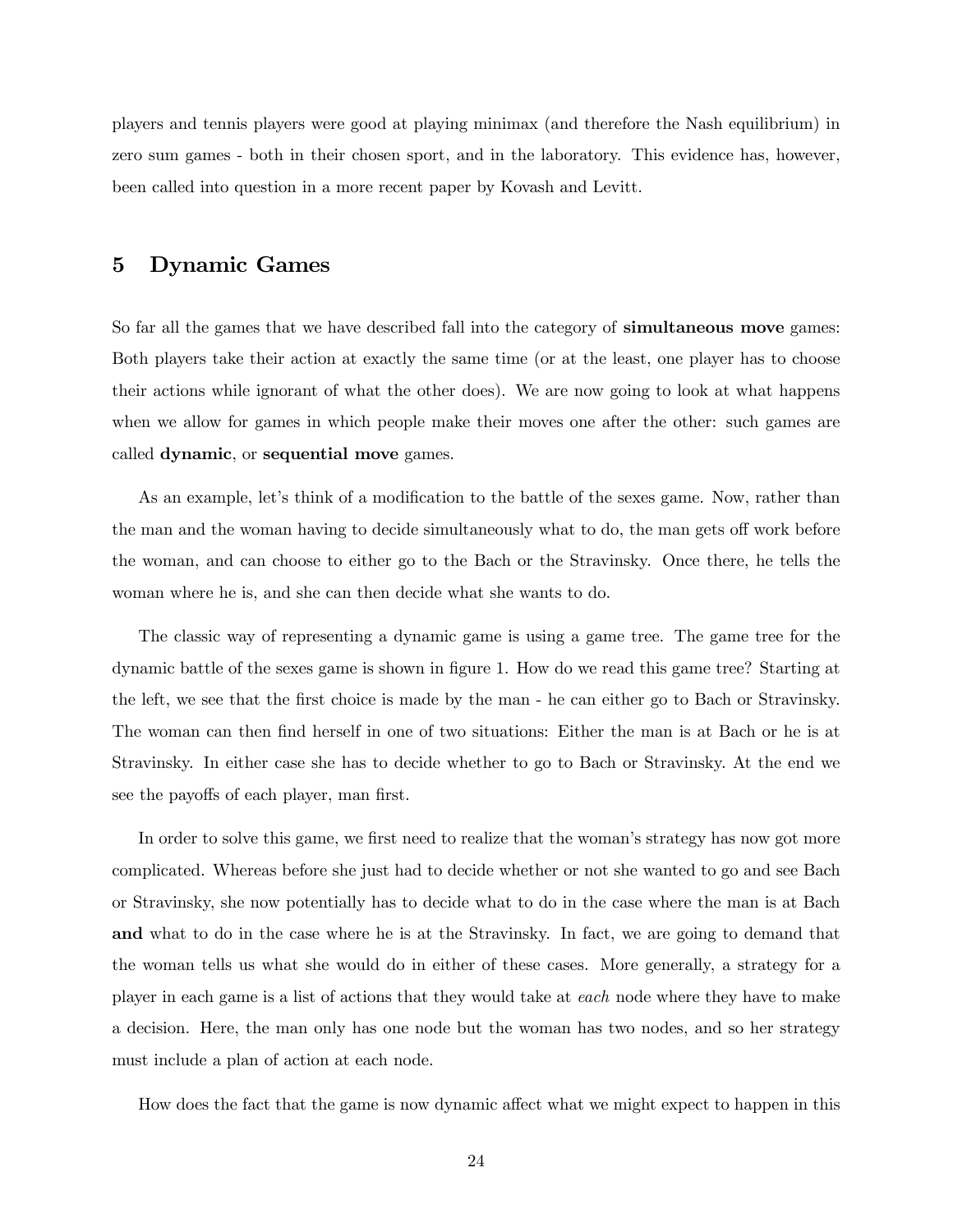players and tennis players were good at playing minimax (and therefore the Nash equilibrium) in zero sum games - both in their chosen sport, and in the laboratory. This evidence has, however, been called into question in a more recent paper by Kovash and Levitt.

## 5 Dynamic Games

So far all the games that we have described fall into the category of **simultaneous move** games: Both players take their action at exactly the same time (or at the least, one player has to choose their actions while ignorant of what the other does). We are now going to look at what happens when we allow for games in which people make their moves one after the other: such games are called **dynamic**, or **sequential move** games.

As an example, let's think of a modification to the battle of the sexes game. Now, rather than the man and the woman having to decide simultaneously what to do, the man gets off work before the woman, and can choose to either go to the Bach or the Stravinsky. Once there, he tells the woman where he is, and she can then decide what she wants to do.

The classic way of representing a dynamic game is using a game tree. The game tree for the dynamic battle of the sexes game is shown in figure 1. How do we read this game tree? Starting at the left, we see that the first choice is made by the man - he can either go to Bach or Stravinsky. The woman can then find herself in one of two situations: Either the man is at Bach or he is at Stravinsky. In either case she has to decide whether to go to Bach or Stravinsky. At the end we see the payoffs of each player, man first.

In order to solve this game, we first need to realize that the woman's strategy has now got more complicated. Whereas before she just had to decide whether or not she wanted to go and see Bach or Stravinsky, she now potentially has to decide what to do in the case where the man is at Bach **and** what to do in the case where he is at the Stravinsky. In fact, we are going to demand that the woman tells us what she would do in either of these cases. More generally, a strategy for a player in each game is a list of actions that they would take at *each* node where they have to make a decision. Here, the man only has one node but the woman has two nodes, and so her strategy must include a plan of action at each node.

How does the fact that the game is now dynamic affect what we might expect to happen in this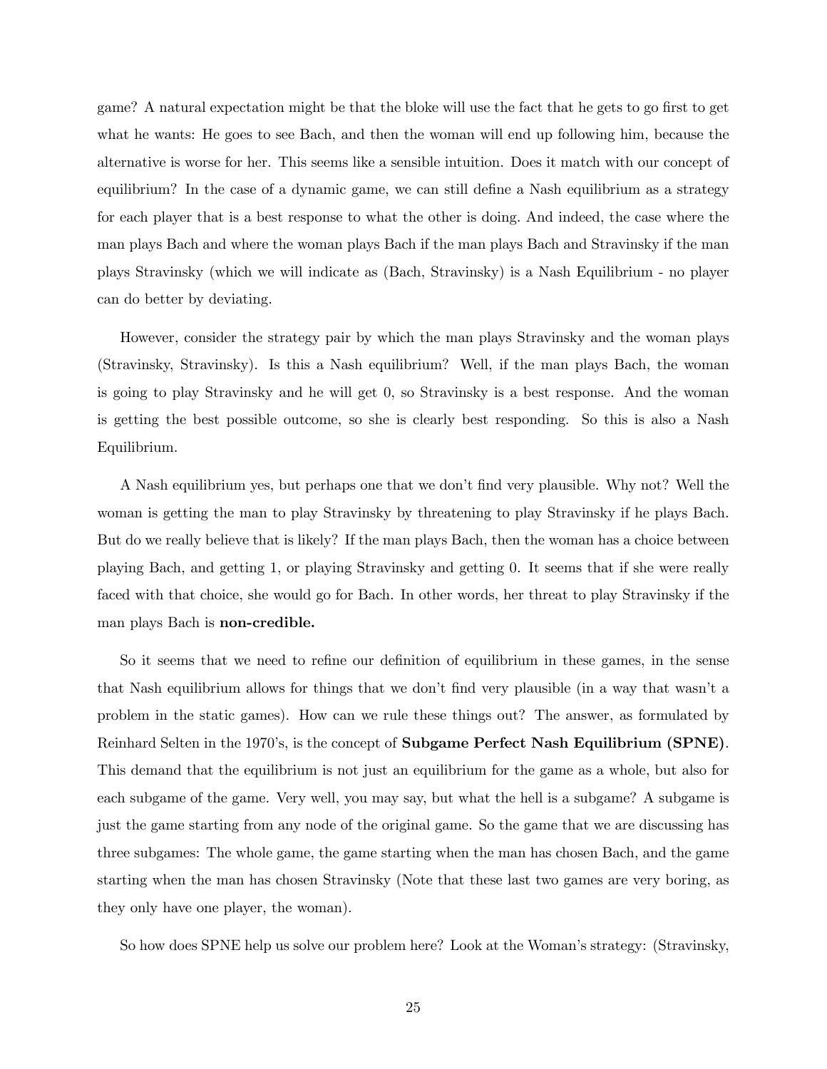game? A natural expectation might be that the bloke will use the fact that he gets to go first to get what he wants: He goes to see Bach, and then the woman will end up following him, because the alternative is worse for her. This seems like a sensible intuition. Does it match with our concept of equilibrium? In the case of a dynamic game, we can still define a Nash equilibrium as a strategy for each player that is a best response to what the other is doing. And indeed, the case where the man plays Bach and where the woman plays Bach if the man plays Bach and Stravinsky if the man plays Stravinsky (which we will indicate as (Bach, Stravinsky) is a Nash Equilibrium - no player can do better by deviating.

However, consider the strategy pair by which the man plays Stravinsky and the woman plays (Stravinsky, Stravinsky). Is this a Nash equilibrium? Well, if the man plays Bach, the woman is going to play Stravinsky and he will get 0, so Stravinsky is a best response. And the woman is getting the best possible outcome, so she is clearly best responding. So this is also a Nash Equilibrium.

A Nash equilibrium yes, but perhaps one that we don't find very plausible. Why not? Well the woman is getting the man to play Stravinsky by threatening to play Stravinsky if he plays Bach. But do we really believe that is likely? If the man plays Bach, then the woman has a choice between playing Bach, and getting 1, or playing Stravinsky and getting 0. It seems that if she were really faced with that choice, she would go for Bach. In other words, her threat to play Stravinsky if the man plays Bach is **non-credible.**

So it seems that we need to refine our definition of equilibrium in these games, in the sense that Nash equilibrium allows for things that we don't find very plausible (in a way that wasn't a problem in the static games). How can we rule these things out? The answer, as formulated by Reinhard Selten in the 1970's, is the concept of **Subgame Perfect Nash Equilibrium (SPNE)**. This demand that the equilibrium is not just an equilibrium for the game as a whole, but also for each subgame of the game. Very well, you may say, but what the hell is a subgame? A subgame is just the game starting from any node of the original game. So the game that we are discussing has three subgames: The whole game, the game starting when the man has chosen Bach, and the game starting when the man has chosen Stravinsky (Note that these last two games are very boring, as they only have one player, the woman).

So how does SPNE help us solve our problem here? Look at the Woman's strategy: (Stravinsky,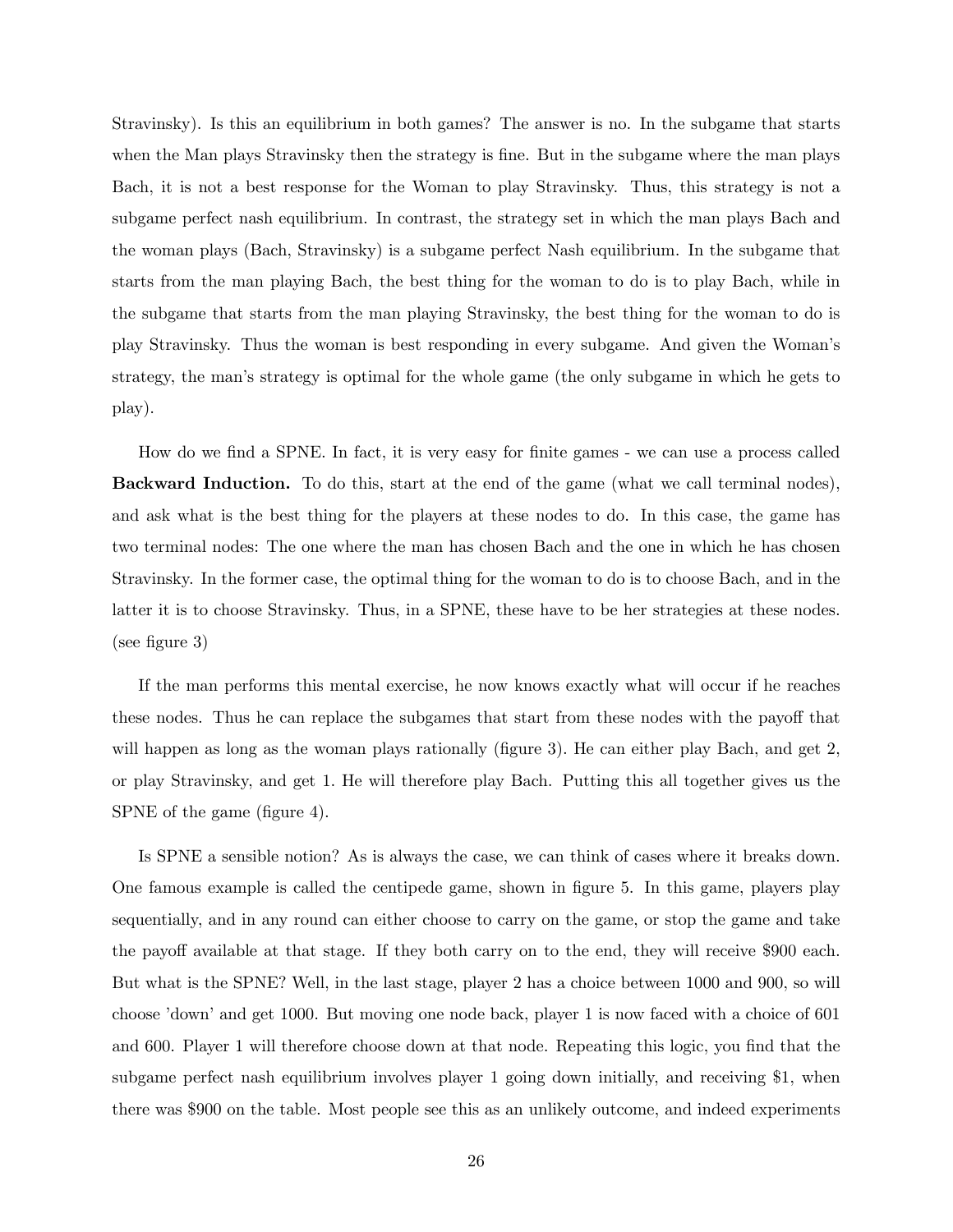Stravinsky). Is this an equilibrium in both games? The answer is no. In the subgame that starts when the Man plays Stravinsky then the strategy is fine. But in the subgame where the man plays Bach, it is not a best response for the Woman to play Stravinsky. Thus, this strategy is not a subgame perfect nash equilibrium. In contrast, the strategy set in which the man plays Bach and the woman plays (Bach, Stravinsky) is a subgame perfect Nash equilibrium. In the subgame that starts from the man playing Bach, the best thing for the woman to do is to play Bach, while in the subgame that starts from the man playing Stravinsky, the best thing for the woman to do is play Stravinsky. Thus the woman is best responding in every subgame. And given the Woman's strategy, the man's strategy is optimal for the whole game (the only subgame in which he gets to play).

How do we find a SPNE. In fact, it is very easy for finite games - we can use a process called **Backward Induction.** To do this, start at the end of the game (what we call terminal nodes), and ask what is the best thing for the players at these nodes to do. In this case, the game has two terminal nodes: The one where the man has chosen Bach and the one in which he has chosen Stravinsky. In the former case, the optimal thing for the woman to do is to choose Bach, and in the latter it is to choose Stravinsky. Thus, in a SPNE, these have to be her strategies at these nodes. (see figure 3)

If the man performs this mental exercise, he now knows exactly what will occur if he reaches these nodes. Thus he can replace the subgames that start from these nodes with the payoff that will happen as long as the woman plays rationally (figure 3). He can either play Bach, and get 2, or play Stravinsky, and get 1. He will therefore play Bach. Putting this all together gives us the SPNE of the game (figure 4).

Is SPNE a sensible notion? As is always the case, we can think of cases where it breaks down. One famous example is called the centipede game, shown in figure 5. In this game, players play sequentially, and in any round can either choose to carry on the game, or stop the game and take the payoff available at that stage. If they both carry on to the end, they will receive \$900 each. But what is the SPNE? Well, in the last stage, player 2 has a choice between 1000 and 900, so will choose 'down' and get 1000. But moving one node back, player 1 is now faced with a choice of 601 and 600. Player 1 will therefore choose down at that node. Repeating this logic, you find that the subgame perfect nash equilibrium involves player 1 going down initially, and receiving \$1, when there was \$900 on the table. Most people see this as an unlikely outcome, and indeed experiments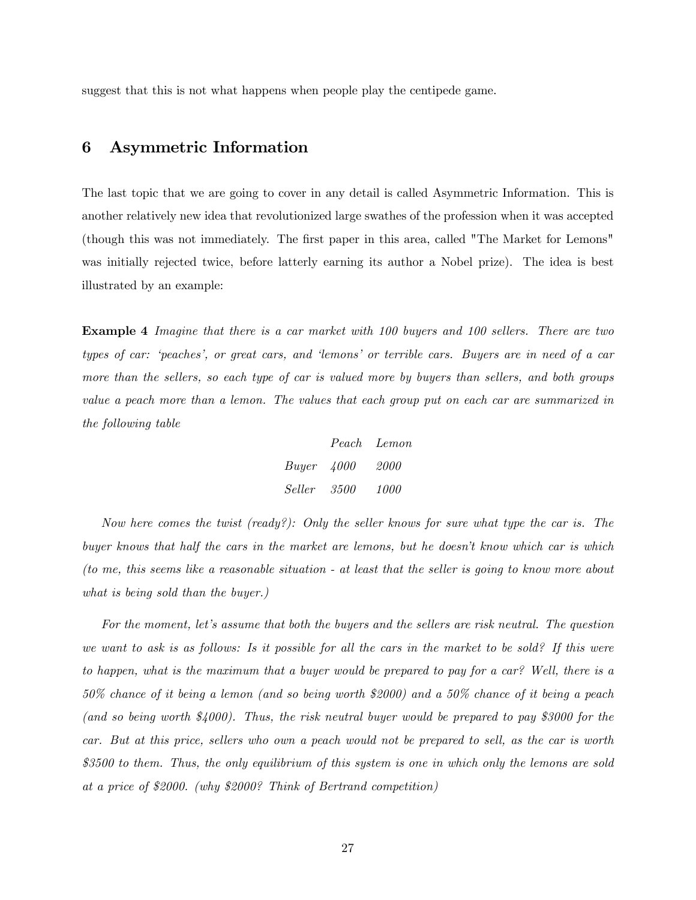suggest that this is not what happens when people play the centipede game.

## 6 Asymmetric Information

The last topic that we are going to cover in any detail is called Asymmetric Information. This is another relatively new idea that revolutionized large swathes of the profession when it was accepted (though this was not immediately. The first paper in this area, called "The Market for Lemons" was initially rejected twice, before latterly earning its author a Nobel prize). The idea is best illustrated by an example:

**Example 4** *Imagine that there is a car market with 100 buyers and 100 sellers. There are two types of car: 'peaches', or great cars, and 'lemons' or terrible cars. Buyers are in need of a car more than the sellers, so each type of car is valued more by buyers than sellers, and both groups value a peach more than a lemon. The values that each group put on each car are summarized in the following table*

| | *Peach* | *Lemon* |
|---|---|---|
| *Buyer* | *4000* | *2000* |
| *Seller* | *3500* | *1000* |

*Now here comes the twist (ready?): Only the seller knows for sure what type the car is. The buyer knows that half the cars in the market are lemons, but he doesn't know which car is which (to me, this seems like a reasonable situation - at least that the seller is going to know more about what is being sold than the buyer.)*

*For the moment, let's assume that both the buyers and the sellers are risk neutral. The question we want to ask is as follows: Is it possible for all the cars in the market to be sold? If this were to happen, what is the maximum that a buyer would be prepared to pay for a car? Well, there is a 50% chance of it being a lemon (and so being worth \$2000) and a 50% chance of it being a peach (and so being worth \$4000). Thus, the risk neutral buyer would be prepared to pay \$3000 for the car. But at this price, sellers who own a peach would not be prepared to sell, as the car is worth \$3500 to them. Thus, the only equilibrium of this system is one in which only the lemons are sold at a price of \$2000. (why \$2000? Think of Bertrand competition)*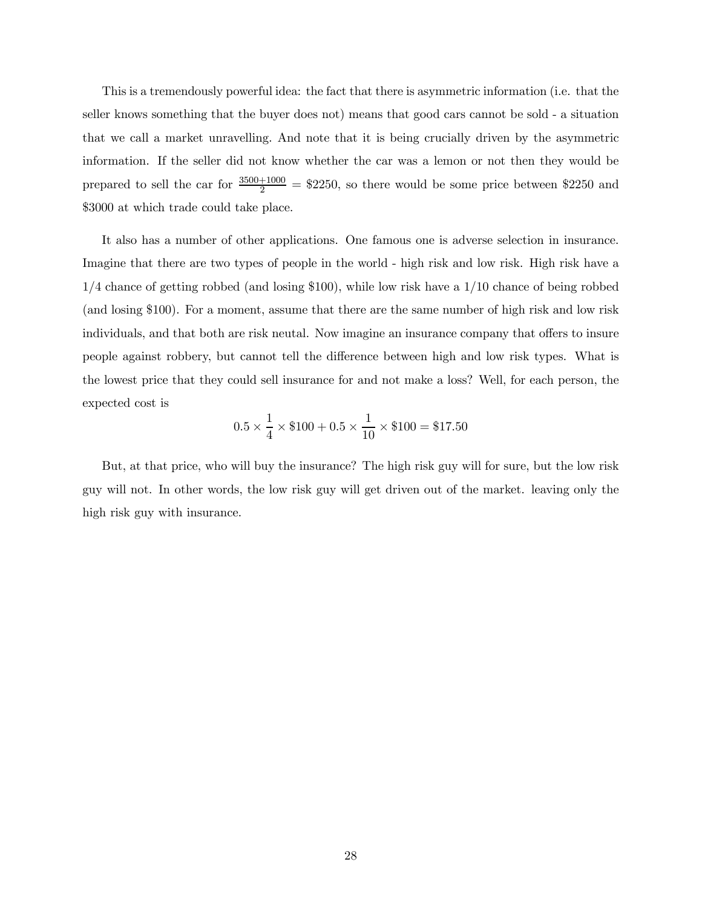This is a tremendously powerful idea: the fact that there is asymmetric information (i.e. that the seller knows something that the buyer does not) means that good cars cannot be sold - a situation that we call a market unravelling. And note that it is being crucially driven by the asymmetric information. If the seller did not know whether the car was a lemon or not then they would be prepared to sell the car for $\frac{3500+1000}{2} = \$2250$, so there would be some price between \$2250 and \$3000 at which trade could take place.

It also has a number of other applications. One famous one is adverse selection in insurance. Imagine that there are two types of people in the world - high risk and low risk. High risk have a 1/4 chance of getting robbed (and losing \$100), while low risk have a 1/10 chance of being robbed (and losing \$100). For a moment, assume that there are the same number of high risk and low risk individuals, and that both are risk neutal. Now imagine an insurance company that offers to insure people against robbery, but cannot tell the difference between high and low risk types. What is the lowest price that they could sell insurance for and not make a loss? Well, for each person, the expected cost is

$$0.5 \times \frac{1}{4} \times \$100 + 0.5 \times \frac{1}{10} \times \$100 = \$17.50$$

But, at that price, who will buy the insurance? The high risk guy will for sure, but the low risk guy will not. In other words, the low risk guy will get driven out of the market. leaving only the high risk guy with insurance.